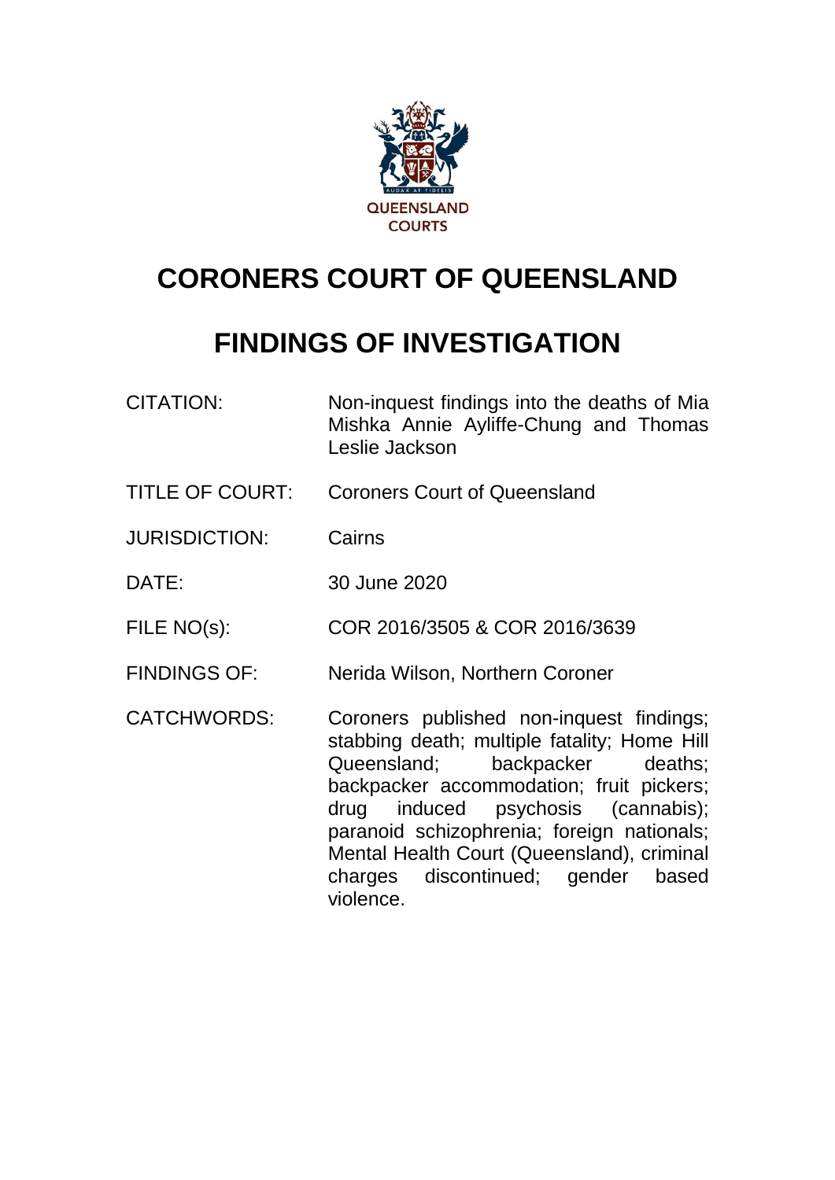QUEENSLAND COURTS

# CORONERS COURT OF QUEENSLAND

# FINDINGS OF INVESTIGATION

| | |
|---|---|
| CITATION: | Non-inquest findings into the deaths of Mia Mishka Annie Ayliffe-Chung and Thomas Leslie Jackson |
| TITLE OF COURT: | Coroners Court of Queensland |
| JURISDICTION: | Cairns |
| DATE: | 30 June 2020 |
| FILE NO(s): | COR 2016/3505 & COR 2016/3639 |
| FINDINGS OF: | Nerida Wilson, Northern Coroner |
| CATCHWORDS: | Coroners published non-inquest findings; stabbing death; multiple fatality; Home Hill Queensland; backpacker deaths; backpacker accommodation; fruit pickers; drug induced psychosis (cannabis); paranoid schizophrenia; foreign nationals; Mental Health Court (Queensland), criminal charges discontinued; gender based violence. |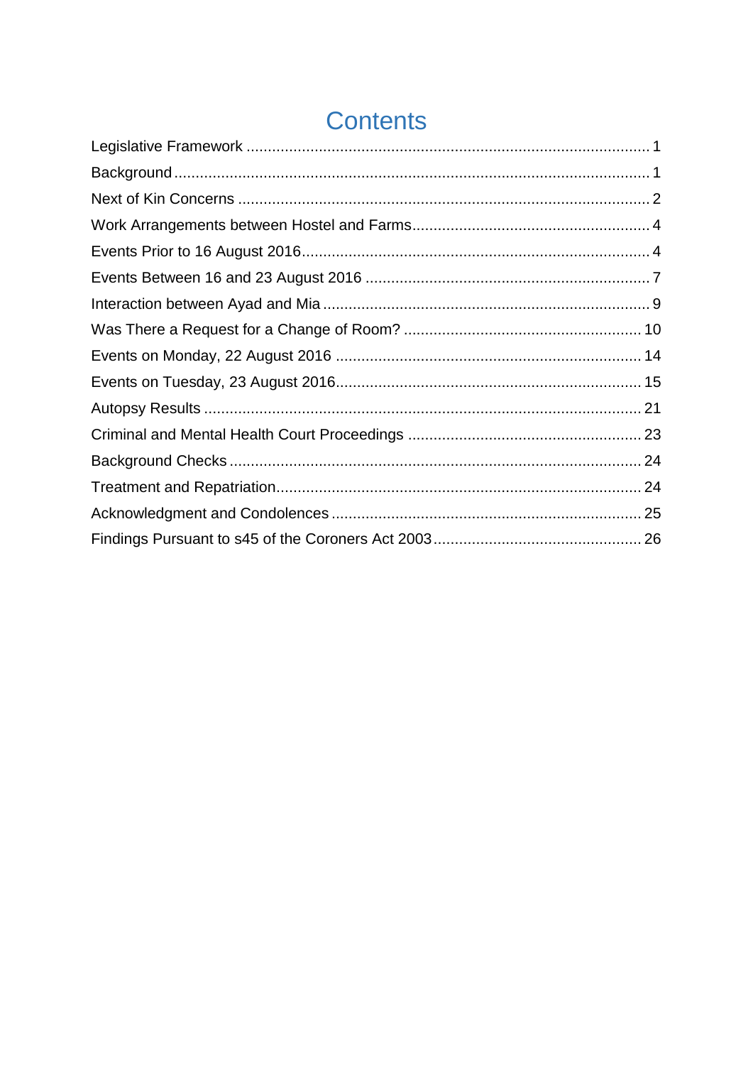# Contents

Legislative Framework ........................................................................................... 1

Background ............................................................................................................ 1

Next of Kin Concerns ............................................................................................. 2

Work Arrangements between Hostel and Farms ..................................................... 4

Events Prior to 16 August 2016 ............................................................................... 4

Events Between 16 and 23 August 2016 ................................................................ 7

Interaction between Ayad and Mia .......................................................................... 9

Was There a Request for a Change of Room? ...................................................... 10

Events on Monday, 22 August 2016 ...................................................................... 14

Events on Tuesday, 23 August 2016 ...................................................................... 15

Autopsy Results .................................................................................................... 21

Criminal and Mental Health Court Proceedings ..................................................... 23

Background Checks ............................................................................................... 24

Treatment and Repatriation ................................................................................... 24

Acknowledgment and Condolences ....................................................................... 25

Findings Pursuant to s45 of the Coroners Act 2003 ............................................... 26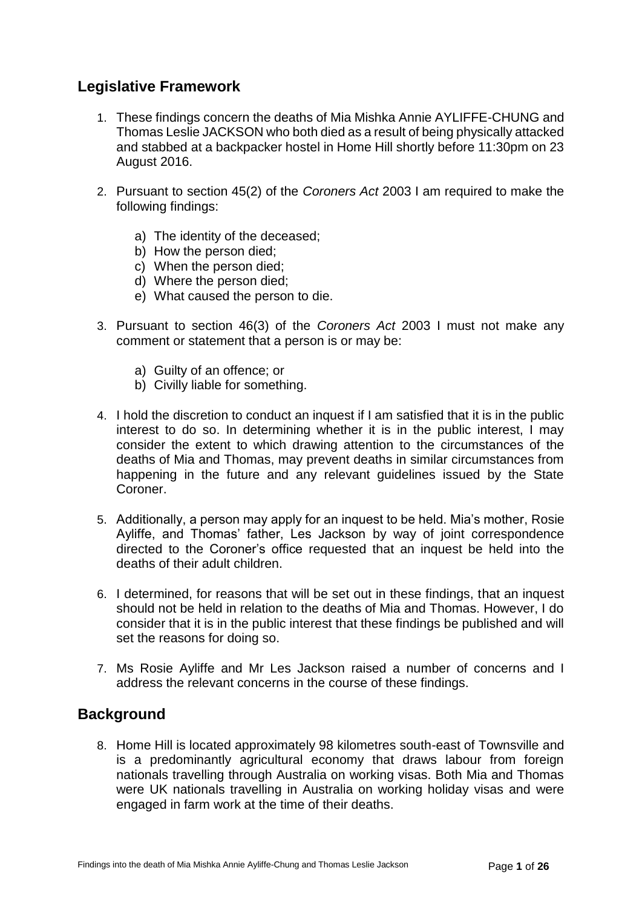## Legislative Framework

1. These findings concern the deaths of Mia Mishka Annie AYLIFFE-CHUNG and Thomas Leslie JACKSON who both died as a result of being physically attacked and stabbed at a backpacker hostel in Home Hill shortly before 11:30pm on 23 August 2016.

2. Pursuant to section 45(2) of the *Coroners Act* 2003 I am required to make the following findings:

   a) The identity of the deceased;
   b) How the person died;
   c) When the person died;
   d) Where the person died;
   e) What caused the person to die.

3. Pursuant to section 46(3) of the *Coroners Act* 2003 I must not make any comment or statement that a person is or may be:

   a) Guilty of an offence; or
   b) Civilly liable for something.

4. I hold the discretion to conduct an inquest if I am satisfied that it is in the public interest to do so. In determining whether it is in the public interest, I may consider the extent to which drawing attention to the circumstances of the deaths of Mia and Thomas, may prevent deaths in similar circumstances from happening in the future and any relevant guidelines issued by the State Coroner.

5. Additionally, a person may apply for an inquest to be held. Mia's mother, Rosie Ayliffe, and Thomas' father, Les Jackson by way of joint correspondence directed to the Coroner's office requested that an inquest be held into the deaths of their adult children.

6. I determined, for reasons that will be set out in these findings, that an inquest should not be held in relation to the deaths of Mia and Thomas. However, I do consider that it is in the public interest that these findings be published and will set the reasons for doing so.

7. Ms Rosie Ayliffe and Mr Les Jackson raised a number of concerns and I address the relevant concerns in the course of these findings.

## Background

8. Home Hill is located approximately 98 kilometres south-east of Townsville and is a predominantly agricultural economy that draws labour from foreign nationals travelling through Australia on working visas. Both Mia and Thomas were UK nationals travelling in Australia on working holiday visas and were engaged in farm work at the time of their deaths.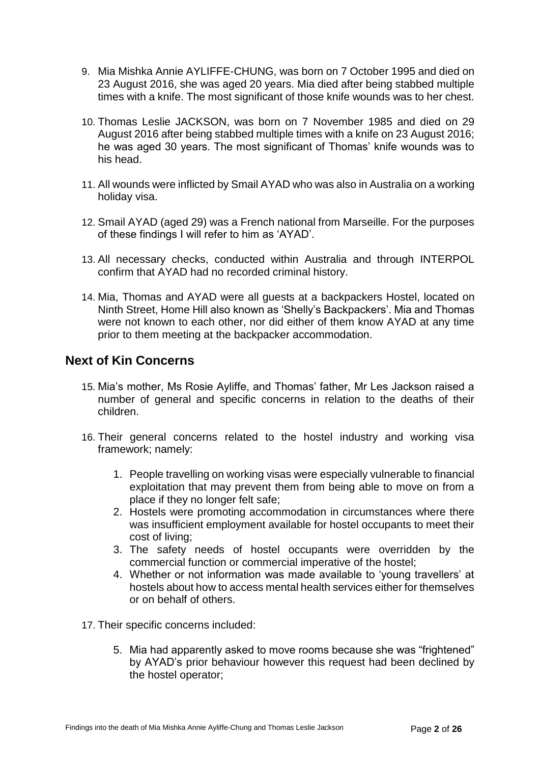9. Mia Mishka Annie AYLIFFE-CHUNG, was born on 7 October 1995 and died on 23 August 2016, she was aged 20 years. Mia died after being stabbed multiple times with a knife. The most significant of those knife wounds was to her chest.

10. Thomas Leslie JACKSON, was born on 7 November 1985 and died on 29 August 2016 after being stabbed multiple times with a knife on 23 August 2016; he was aged 30 years. The most significant of Thomas' knife wounds was to his head.

11. All wounds were inflicted by Smail AYAD who was also in Australia on a working holiday visa.

12. Smail AYAD (aged 29) was a French national from Marseille. For the purposes of these findings I will refer to him as 'AYAD'.

13. All necessary checks, conducted within Australia and through INTERPOL confirm that AYAD had no recorded criminal history.

14. Mia, Thomas and AYAD were all guests at a backpackers Hostel, located on Ninth Street, Home Hill also known as 'Shelly's Backpackers'. Mia and Thomas were not known to each other, nor did either of them know AYAD at any time prior to them meeting at the backpacker accommodation.

## Next of Kin Concerns

15. Mia's mother, Ms Rosie Ayliffe, and Thomas' father, Mr Les Jackson raised a number of general and specific concerns in relation to the deaths of their children.

16. Their general concerns related to the hostel industry and working visa framework; namely:

    1. People travelling on working visas were especially vulnerable to financial exploitation that may prevent them from being able to move on from a place if they no longer felt safe;
    2. Hostels were promoting accommodation in circumstances where there was insufficient employment available for hostel occupants to meet their cost of living;
    3. The safety needs of hostel occupants were overridden by the commercial function or commercial imperative of the hostel;
    4. Whether or not information was made available to 'young travellers' at hostels about how to access mental health services either for themselves or on behalf of others.

17. Their specific concerns included:

    5. Mia had apparently asked to move rooms because she was "frightened" by AYAD's prior behaviour however this request had been declined by the hostel operator;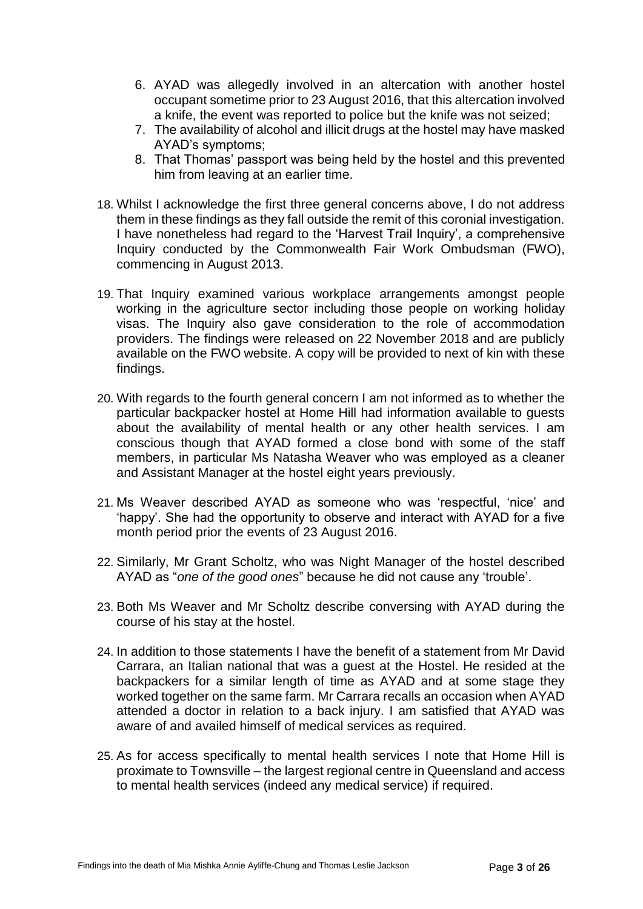6. AYAD was allegedly involved in an altercation with another hostel occupant sometime prior to 23 August 2016, that this altercation involved a knife, the event was reported to police but the knife was not seized;
7. The availability of alcohol and illicit drugs at the hostel may have masked AYAD's symptoms;
8. That Thomas' passport was being held by the hostel and this prevented him from leaving at an earlier time.

18. Whilst I acknowledge the first three general concerns above, I do not address them in these findings as they fall outside the remit of this coronial investigation. I have nonetheless had regard to the 'Harvest Trail Inquiry', a comprehensive Inquiry conducted by the Commonwealth Fair Work Ombudsman (FWO), commencing in August 2013.

19. That Inquiry examined various workplace arrangements amongst people working in the agriculture sector including those people on working holiday visas. The Inquiry also gave consideration to the role of accommodation providers. The findings were released on 22 November 2018 and are publicly available on the FWO website. A copy will be provided to next of kin with these findings.

20. With regards to the fourth general concern I am not informed as to whether the particular backpacker hostel at Home Hill had information available to guests about the availability of mental health or any other health services. I am conscious though that AYAD formed a close bond with some of the staff members, in particular Ms Natasha Weaver who was employed as a cleaner and Assistant Manager at the hostel eight years previously.

21. Ms Weaver described AYAD as someone who was 'respectful, 'nice' and 'happy'. She had the opportunity to observe and interact with AYAD for a five month period prior the events of 23 August 2016.

22. Similarly, Mr Grant Scholtz, who was Night Manager of the hostel described AYAD as "*one of the good ones*" because he did not cause any 'trouble'.

23. Both Ms Weaver and Mr Scholtz describe conversing with AYAD during the course of his stay at the hostel.

24. In addition to those statements I have the benefit of a statement from Mr David Carrara, an Italian national that was a guest at the Hostel. He resided at the backpackers for a similar length of time as AYAD and at some stage they worked together on the same farm. Mr Carrara recalls an occasion when AYAD attended a doctor in relation to a back injury. I am satisfied that AYAD was aware of and availed himself of medical services as required.

25. As for access specifically to mental health services I note that Home Hill is proximate to Townsville – the largest regional centre in Queensland and access to mental health services (indeed any medical service) if required.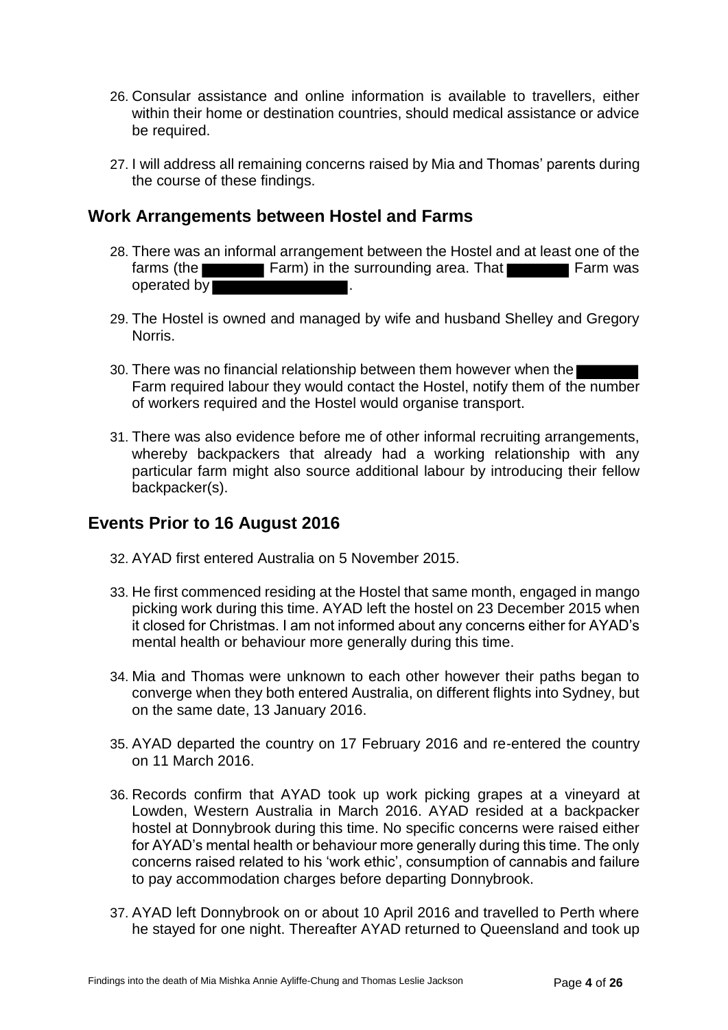26. Consular assistance and online information is available to travellers, either within their home or destination countries, should medical assistance or advice be required.

27. I will address all remaining concerns raised by Mia and Thomas' parents during the course of these findings.

## Work Arrangements between Hostel and Farms

28. There was an informal arrangement between the Hostel and at least one of the farms (the ████ Farm) in the surrounding area. That ████ Farm was operated by ████████.

29. The Hostel is owned and managed by wife and husband Shelley and Gregory Norris.

30. There was no financial relationship between them however when the ████ Farm required labour they would contact the Hostel, notify them of the number of workers required and the Hostel would organise transport.

31. There was also evidence before me of other informal recruiting arrangements, whereby backpackers that already had a working relationship with any particular farm might also source additional labour by introducing their fellow backpacker(s).

## Events Prior to 16 August 2016

32. AYAD first entered Australia on 5 November 2015.

33. He first commenced residing at the Hostel that same month, engaged in mango picking work during this time. AYAD left the hostel on 23 December 2015 when it closed for Christmas. I am not informed about any concerns either for AYAD's mental health or behaviour more generally during this time.

34. Mia and Thomas were unknown to each other however their paths began to converge when they both entered Australia, on different flights into Sydney, but on the same date, 13 January 2016.

35. AYAD departed the country on 17 February 2016 and re-entered the country on 11 March 2016.

36. Records confirm that AYAD took up work picking grapes at a vineyard at Lowden, Western Australia in March 2016. AYAD resided at a backpacker hostel at Donnybrook during this time. No specific concerns were raised either for AYAD's mental health or behaviour more generally during this time. The only concerns raised related to his 'work ethic', consumption of cannabis and failure to pay accommodation charges before departing Donnybrook.

37. AYAD left Donnybrook on or about 10 April 2016 and travelled to Perth where he stayed for one night. Thereafter AYAD returned to Queensland and took up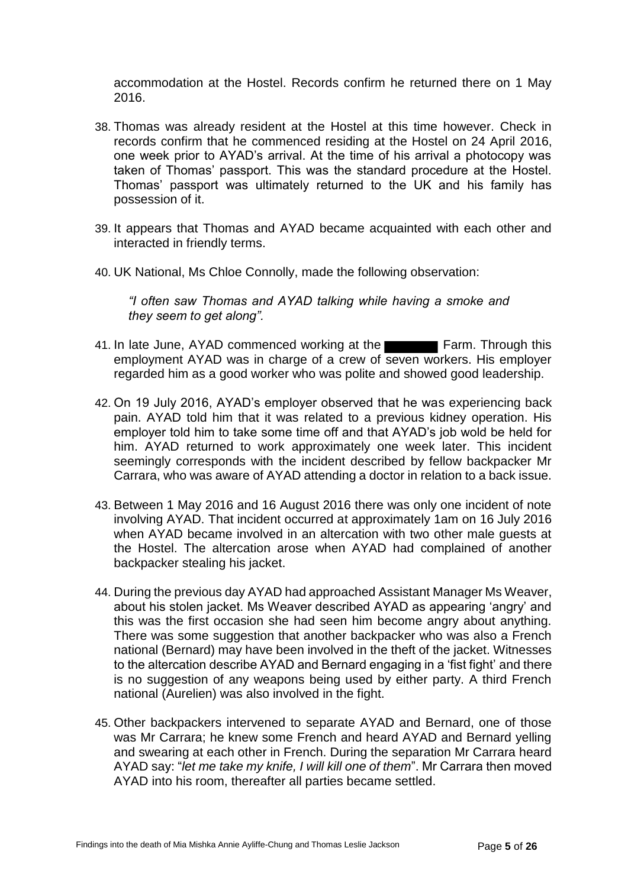accommodation at the Hostel. Records confirm he returned there on 1 May 2016.

38. Thomas was already resident at the Hostel at this time however. Check in records confirm that he commenced residing at the Hostel on 24 April 2016, one week prior to AYAD's arrival. At the time of his arrival a photocopy was taken of Thomas' passport. This was the standard procedure at the Hostel. Thomas' passport was ultimately returned to the UK and his family has possession of it.

39. It appears that Thomas and AYAD became acquainted with each other and interacted in friendly terms.

40. UK National, Ms Chloe Connolly, made the following observation:

    *"I often saw Thomas and AYAD talking while having a smoke and they seem to get along".*

41. In late June, AYAD commenced working at the ███████ Farm. Through this employment AYAD was in charge of a crew of seven workers. His employer regarded him as a good worker who was polite and showed good leadership.

42. On 19 July 2016, AYAD's employer observed that he was experiencing back pain. AYAD told him that it was related to a previous kidney operation. His employer told him to take some time off and that AYAD's job wold be held for him. AYAD returned to work approximately one week later. This incident seemingly corresponds with the incident described by fellow backpacker Mr Carrara, who was aware of AYAD attending a doctor in relation to a back issue.

43. Between 1 May 2016 and 16 August 2016 there was only one incident of note involving AYAD. That incident occurred at approximately 1am on 16 July 2016 when AYAD became involved in an altercation with two other male guests at the Hostel. The altercation arose when AYAD had complained of another backpacker stealing his jacket.

44. During the previous day AYAD had approached Assistant Manager Ms Weaver, about his stolen jacket. Ms Weaver described AYAD as appearing 'angry' and this was the first occasion she had seen him become angry about anything. There was some suggestion that another backpacker who was also a French national (Bernard) may have been involved in the theft of the jacket. Witnesses to the altercation describe AYAD and Bernard engaging in a 'fist fight' and there is no suggestion of any weapons being used by either party. A third French national (Aurelien) was also involved in the fight.

45. Other backpackers intervened to separate AYAD and Bernard, one of those was Mr Carrara; he knew some French and heard AYAD and Bernard yelling and swearing at each other in French. During the separation Mr Carrara heard AYAD say: "*let me take my knife, I will kill one of them*". Mr Carrara then moved AYAD into his room, thereafter all parties became settled.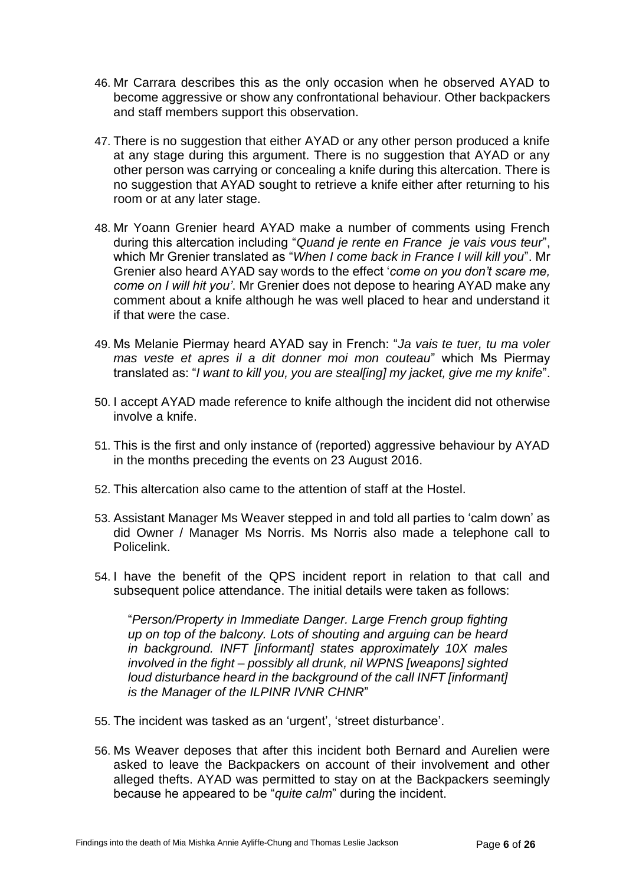46. Mr Carrara describes this as the only occasion when he observed AYAD to become aggressive or show any confrontational behaviour. Other backpackers and staff members support this observation.

47. There is no suggestion that either AYAD or any other person produced a knife at any stage during this argument. There is no suggestion that AYAD or any other person was carrying or concealing a knife during this altercation. There is no suggestion that AYAD sought to retrieve a knife either after returning to his room or at any later stage.

48. Mr Yoann Grenier heard AYAD make a number of comments using French during this altercation including "*Quand je rente en France je vais vous teur*", which Mr Grenier translated as "*When I come back in France I will kill you*". Mr Grenier also heard AYAD say words to the effect '*come on you don't scare me, come on I will hit you*'. Mr Grenier does not depose to hearing AYAD make any comment about a knife although he was well placed to hear and understand it if that were the case.

49. Ms Melanie Piermay heard AYAD say in French: "*Ja vais te tuer, tu ma voler mas veste et apres il a dit donner moi mon couteau*" which Ms Piermay translated as: "*I want to kill you, you are steal[ing] my jacket, give me my knife*".

50. I accept AYAD made reference to knife although the incident did not otherwise involve a knife.

51. This is the first and only instance of (reported) aggressive behaviour by AYAD in the months preceding the events on 23 August 2016.

52. This altercation also came to the attention of staff at the Hostel.

53. Assistant Manager Ms Weaver stepped in and told all parties to 'calm down' as did Owner / Manager Ms Norris. Ms Norris also made a telephone call to Policelink.

54. I have the benefit of the QPS incident report in relation to that call and subsequent police attendance. The initial details were taken as follows:

    "*Person/Property in Immediate Danger. Large French group fighting up on top of the balcony. Lots of shouting and arguing can be heard in background. INFT [informant] states approximately 10X males involved in the fight – possibly all drunk, nil WPNS [weapons] sighted loud disturbance heard in the background of the call INFT [informant] is the Manager of the ILPINR IVNR CHNR*"

55. The incident was tasked as an 'urgent', 'street disturbance'.

56. Ms Weaver deposes that after this incident both Bernard and Aurelien were asked to leave the Backpackers on account of their involvement and other alleged thefts. AYAD was permitted to stay on at the Backpackers seemingly because he appeared to be "*quite calm*" during the incident.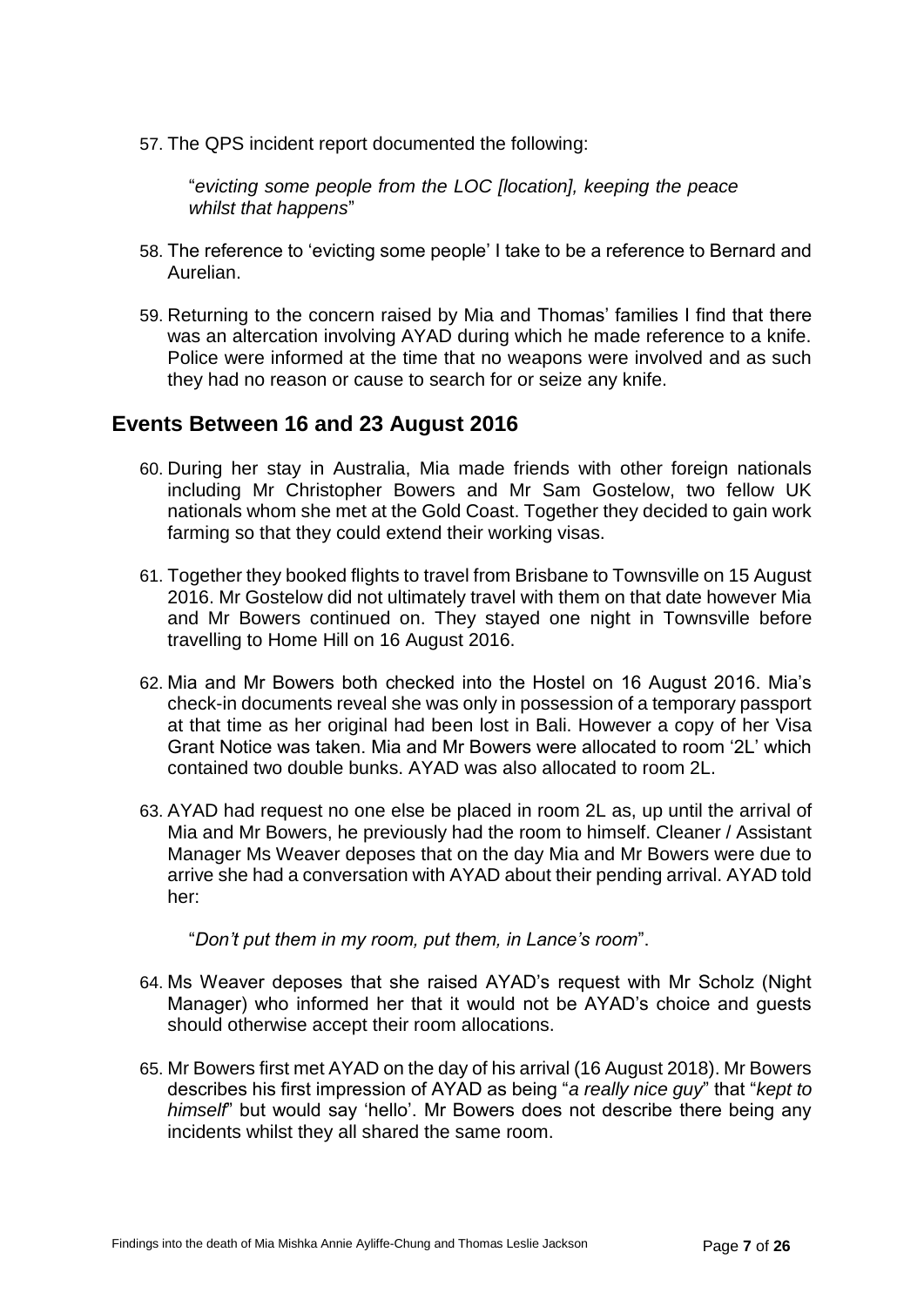57. The QPS incident report documented the following:

    "*evicting some people from the LOC [location], keeping the peace whilst that happens*"

58. The reference to 'evicting some people' I take to be a reference to Bernard and Aurelian.

59. Returning to the concern raised by Mia and Thomas' families I find that there was an altercation involving AYAD during which he made reference to a knife. Police were informed at the time that no weapons were involved and as such they had no reason or cause to search for or seize any knife.

## Events Between 16 and 23 August 2016

60. During her stay in Australia, Mia made friends with other foreign nationals including Mr Christopher Bowers and Mr Sam Gostelow, two fellow UK nationals whom she met at the Gold Coast. Together they decided to gain work farming so that they could extend their working visas.

61. Together they booked flights to travel from Brisbane to Townsville on 15 August 2016. Mr Gostelow did not ultimately travel with them on that date however Mia and Mr Bowers continued on. They stayed one night in Townsville before travelling to Home Hill on 16 August 2016.

62. Mia and Mr Bowers both checked into the Hostel on 16 August 2016. Mia's check-in documents reveal she was only in possession of a temporary passport at that time as her original had been lost in Bali. However a copy of her Visa Grant Notice was taken. Mia and Mr Bowers were allocated to room '2L' which contained two double bunks. AYAD was also allocated to room 2L.

63. AYAD had request no one else be placed in room 2L as, up until the arrival of Mia and Mr Bowers, he previously had the room to himself. Cleaner / Assistant Manager Ms Weaver deposes that on the day Mia and Mr Bowers were due to arrive she had a conversation with AYAD about their pending arrival. AYAD told her:

    "*Don't put them in my room, put them, in Lance's room*".

64. Ms Weaver deposes that she raised AYAD's request with Mr Scholz (Night Manager) who informed her that it would not be AYAD's choice and guests should otherwise accept their room allocations.

65. Mr Bowers first met AYAD on the day of his arrival (16 August 2018). Mr Bowers describes his first impression of AYAD as being "*a really nice guy*" that "*kept to himself*" but would say 'hello'. Mr Bowers does not describe there being any incidents whilst they all shared the same room.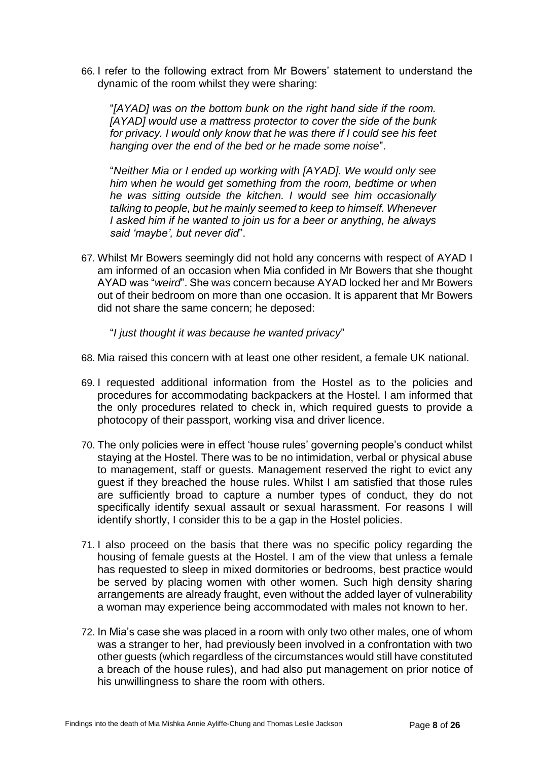66. I refer to the following extract from Mr Bowers' statement to understand the dynamic of the room whilst they were sharing:

    "*[AYAD] was on the bottom bunk on the right hand side if the room. [AYAD] would use a mattress protector to cover the side of the bunk for privacy. I would only know that he was there if I could see his feet hanging over the end of the bed or he made some noise*".

    "*Neither Mia or I ended up working with [AYAD]. We would only see him when he would get something from the room, bedtime or when he was sitting outside the kitchen. I would see him occasionally talking to people, but he mainly seemed to keep to himself. Whenever I asked him if he wanted to join us for a beer or anything, he always said 'maybe', but never did*".

67. Whilst Mr Bowers seemingly did not hold any concerns with respect of AYAD I am informed of an occasion when Mia confided in Mr Bowers that she thought AYAD was "*weird*". She was concern because AYAD locked her and Mr Bowers out of their bedroom on more than one occasion. It is apparent that Mr Bowers did not share the same concern; he deposed:

    "*I just thought it was because he wanted privacy*"

68. Mia raised this concern with at least one other resident, a female UK national.

69. I requested additional information from the Hostel as to the policies and procedures for accommodating backpackers at the Hostel. I am informed that the only procedures related to check in, which required guests to provide a photocopy of their passport, working visa and driver licence.

70. The only policies were in effect 'house rules' governing people's conduct whilst staying at the Hostel. There was to be no intimidation, verbal or physical abuse to management, staff or guests. Management reserved the right to evict any guest if they breached the house rules. Whilst I am satisfied that those rules are sufficiently broad to capture a number types of conduct, they do not specifically identify sexual assault or sexual harassment. For reasons I will identify shortly, I consider this to be a gap in the Hostel policies.

71. I also proceed on the basis that there was no specific policy regarding the housing of female guests at the Hostel. I am of the view that unless a female has requested to sleep in mixed dormitories or bedrooms, best practice would be served by placing women with other women. Such high density sharing arrangements are already fraught, even without the added layer of vulnerability a woman may experience being accommodated with males not known to her.

72. In Mia's case she was placed in a room with only two other males, one of whom was a stranger to her, had previously been involved in a confrontation with two other guests (which regardless of the circumstances would still have constituted a breach of the house rules), and had also put management on prior notice of his unwillingness to share the room with others.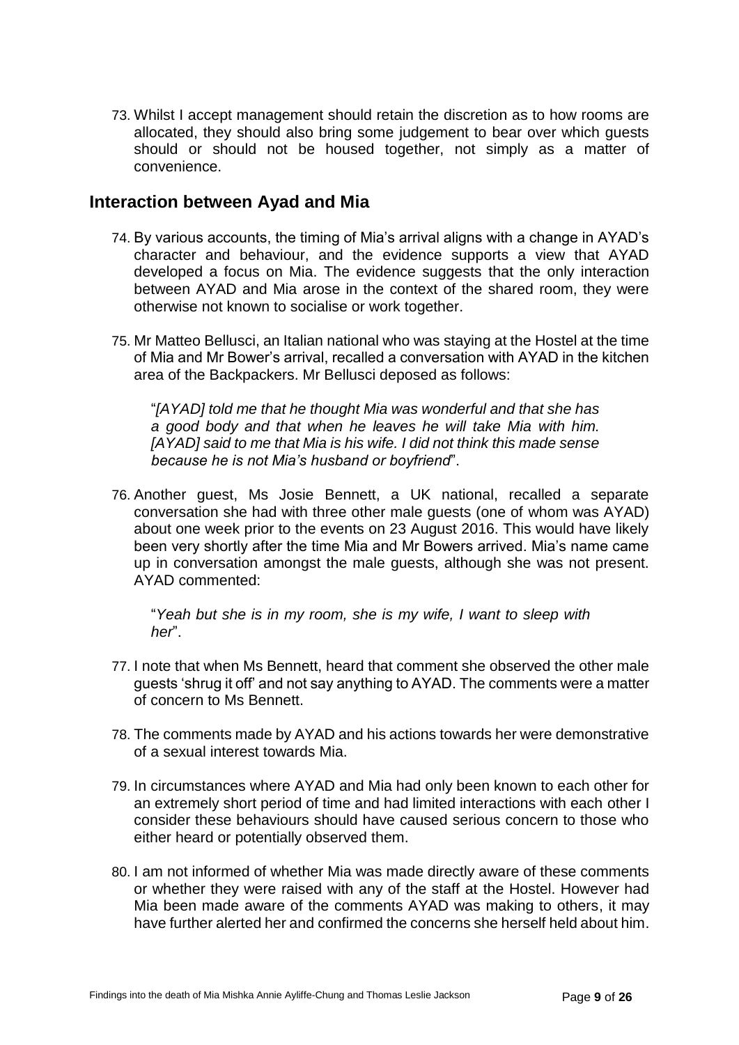73. Whilst I accept management should retain the discretion as to how rooms are allocated, they should also bring some judgement to bear over which guests should or should not be housed together, not simply as a matter of convenience.

## Interaction between Ayad and Mia

74. By various accounts, the timing of Mia's arrival aligns with a change in AYAD's character and behaviour, and the evidence supports a view that AYAD developed a focus on Mia. The evidence suggests that the only interaction between AYAD and Mia arose in the context of the shared room, they were otherwise not known to socialise or work together.

75. Mr Matteo Bellusci, an Italian national who was staying at the Hostel at the time of Mia and Mr Bower's arrival, recalled a conversation with AYAD in the kitchen area of the Backpackers. Mr Bellusci deposed as follows:

    "*[AYAD] told me that he thought Mia was wonderful and that she has a good body and that when he leaves he will take Mia with him. [AYAD] said to me that Mia is his wife. I did not think this made sense because he is not Mia's husband or boyfriend*".

76. Another guest, Ms Josie Bennett, a UK national, recalled a separate conversation she had with three other male guests (one of whom was AYAD) about one week prior to the events on 23 August 2016. This would have likely been very shortly after the time Mia and Mr Bowers arrived. Mia's name came up in conversation amongst the male guests, although she was not present. AYAD commented:

    "*Yeah but she is in my room, she is my wife, I want to sleep with her*".

77. I note that when Ms Bennett, heard that comment she observed the other male guests 'shrug it off' and not say anything to AYAD. The comments were a matter of concern to Ms Bennett.

78. The comments made by AYAD and his actions towards her were demonstrative of a sexual interest towards Mia.

79. In circumstances where AYAD and Mia had only been known to each other for an extremely short period of time and had limited interactions with each other I consider these behaviours should have caused serious concern to those who either heard or potentially observed them.

80. I am not informed of whether Mia was made directly aware of these comments or whether they were raised with any of the staff at the Hostel. However had Mia been made aware of the comments AYAD was making to others, it may have further alerted her and confirmed the concerns she herself held about him.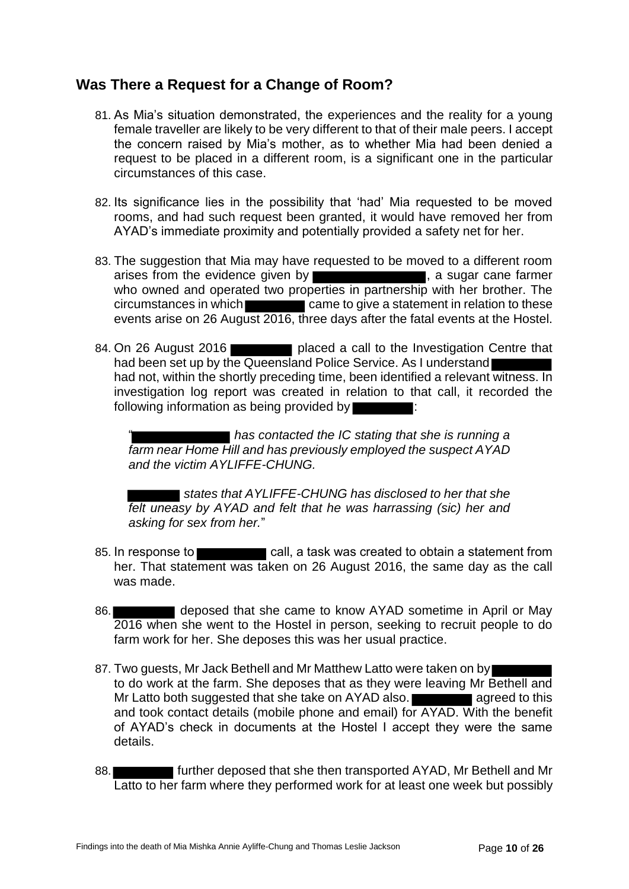## Was There a Request for a Change of Room?

81. As Mia's situation demonstrated, the experiences and the reality for a young female traveller are likely to be very different to that of their male peers. I accept the concern raised by Mia's mother, as to whether Mia had been denied a request to be placed in a different room, is a significant one in the particular circumstances of this case.

82. Its significance lies in the possibility that 'had' Mia requested to be moved rooms, and had such request been granted, it would have removed her from AYAD's immediate proximity and potentially provided a safety net for her.

83. The suggestion that Mia may have requested to be moved to a different room arises from the evidence given by ██████████, a sugar cane farmer who owned and operated two properties in partnership with her brother. The circumstances in which ██████ came to give a statement in relation to these events arise on 26 August 2016, three days after the fatal events at the Hostel.

84. On 26 August 2016 ██████ placed a call to the Investigation Centre that had been set up by the Queensland Police Service. As I understand ██████ had not, within the shortly preceding time, been identified a relevant witness. In investigation log report was created in relation to that call, it recorded the following information as being provided by ██████:

    "██████████ *has contacted the IC stating that she is running a farm near Home Hill and has previously employed the suspect AYAD and the victim AYLIFFE-CHUNG.*

    ██████ *states that AYLIFFE-CHUNG has disclosed to her that she felt uneasy by AYAD and felt that he was harrassing (sic) her and asking for sex from her.*"

85. In response to ██████ call, a task was created to obtain a statement from her. That statement was taken on 26 August 2016, the same day as the call was made.

86. ██████ deposed that she came to know AYAD sometime in April or May 2016 when she went to the Hostel in person, seeking to recruit people to do farm work for her. She deposes this was her usual practice.

87. Two guests, Mr Jack Bethell and Mr Matthew Latto were taken on by ██████ to do work at the farm. She deposes that as they were leaving Mr Bethell and Mr Latto both suggested that she take on AYAD also. ██████ agreed to this and took contact details (mobile phone and email) for AYAD. With the benefit of AYAD's check in documents at the Hostel I accept they were the same details.

88. ██████ further deposed that she then transported AYAD, Mr Bethell and Mr Latto to her farm where they performed work for at least one week but possibly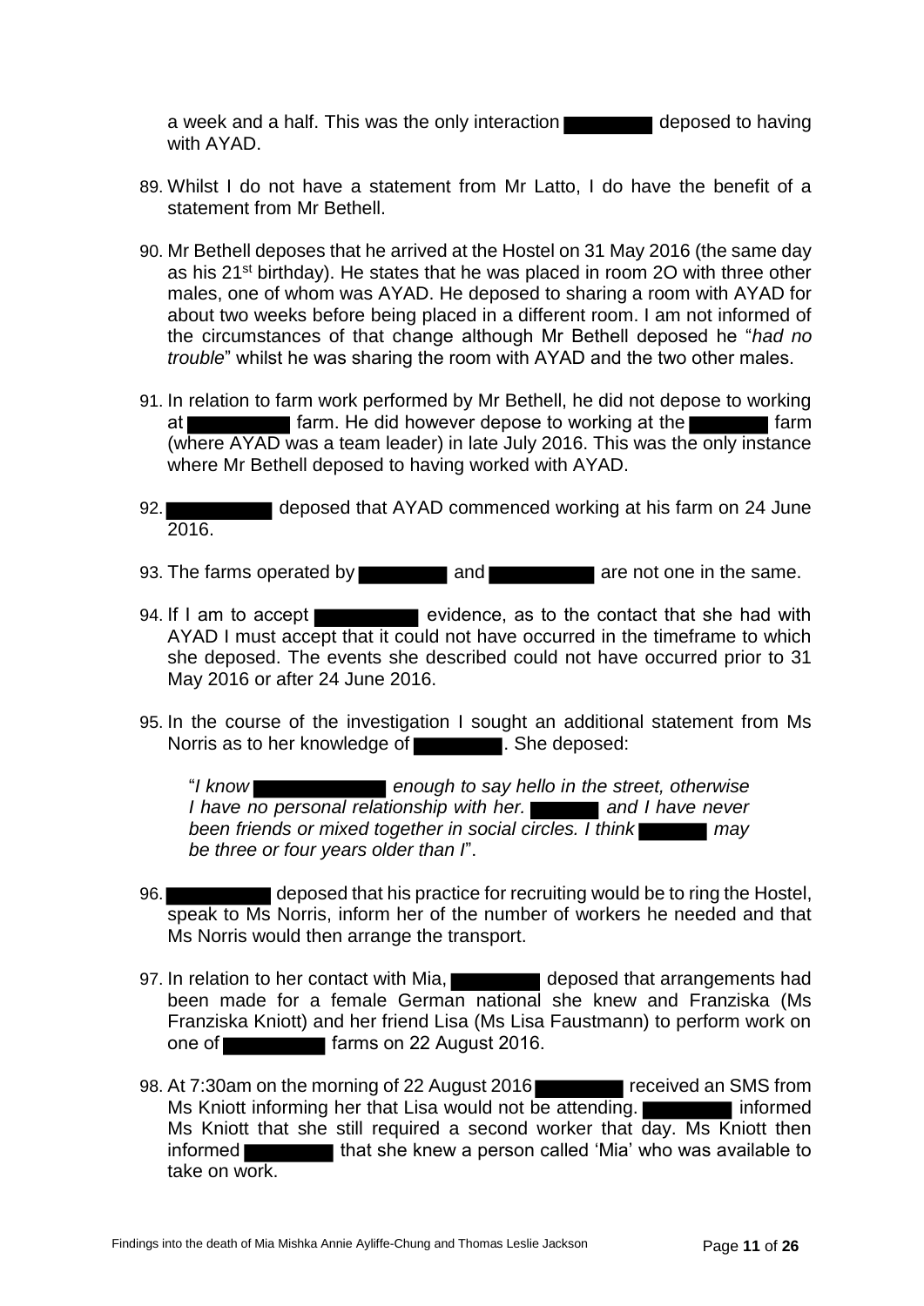a week and a half. This was the only interaction ████ deposed to having with AYAD.

89. Whilst I do not have a statement from Mr Latto, I do have the benefit of a statement from Mr Bethell.

90. Mr Bethell deposes that he arrived at the Hostel on 31 May 2016 (the same day as his 21st birthday). He states that he was placed in room 2O with three other males, one of whom was AYAD. He deposed to sharing a room with AYAD for about two weeks before being placed in a different room. I am not informed of the circumstances of that change although Mr Bethell deposed he "*had no trouble*" whilst he was sharing the room with AYAD and the two other males.

91. In relation to farm work performed by Mr Bethell, he did not depose to working at ████ farm. He did however depose to working at the ████ farm (where AYAD was a team leader) in late July 2016. This was the only instance where Mr Bethell deposed to having worked with AYAD.

92. ████ deposed that AYAD commenced working at his farm on 24 June 2016.

93. The farms operated by ████ and ████ are not one in the same.

94. If I am to accept ████ evidence, as to the contact that she had with AYAD I must accept that it could not have occurred in the timeframe to which she deposed. The events she described could not have occurred prior to 31 May 2016 or after 24 June 2016.

95. In the course of the investigation I sought an additional statement from Ms Norris as to her knowledge of ████. She deposed:

   "*I know ████ enough to say hello in the street, otherwise I have no personal relationship with her. ████ and I have never been friends or mixed together in social circles. I think ████ may be three or four years older than I*".

96. ████ deposed that his practice for recruiting would be to ring the Hostel, speak to Ms Norris, inform her of the number of workers he needed and that Ms Norris would then arrange the transport.

97. In relation to her contact with Mia, ████ deposed that arrangements had been made for a female German national she knew and Franziska (Ms Franziska Kniott) and her friend Lisa (Ms Lisa Faustmann) to perform work on one of ████ farms on 22 August 2016.

98. At 7:30am on the morning of 22 August 2016 ████ received an SMS from Ms Kniott informing her that Lisa would not be attending. ████ informed Ms Kniott that she still required a second worker that day. Ms Kniott then informed ████ that she knew a person called 'Mia' who was available to take on work.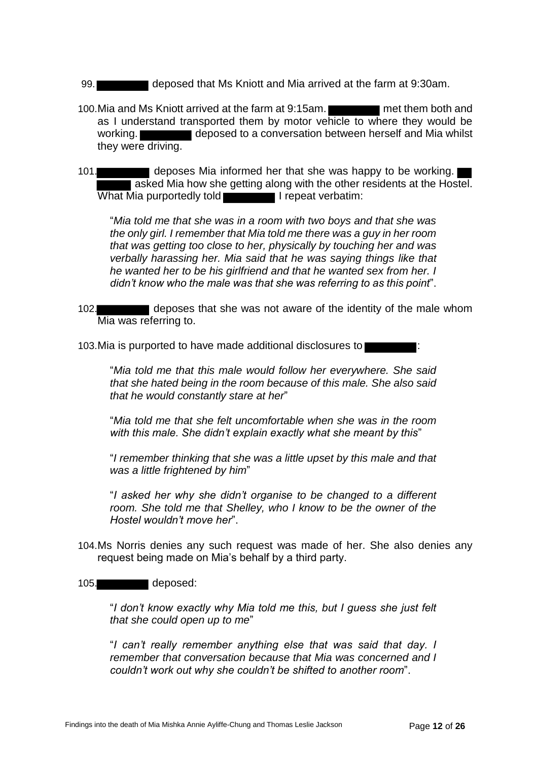99. ████████ deposed that Ms Kniott and Mia arrived at the farm at 9:30am.

100. Mia and Ms Kniott arrived at the farm at 9:15am. ████████ met them both and as I understand transported them by motor vehicle to where they would be working. ████████ deposed to a conversation between herself and Mia whilst they were driving.

101. ████████ deposes Mia informed her that she was happy to be working. ████████ asked Mia how she getting along with the other residents at the Hostel. What Mia purportedly told ████████ I repeat verbatim:

> "*Mia told me that she was in a room with two boys and that she was the only girl. I remember that Mia told me there was a guy in her room that was getting too close to her, physically by touching her and was verbally harassing her. Mia said that he was saying things like that he wanted her to be his girlfriend and that he wanted sex from her. I didn't know who the male was that she was referring to as this point*".

102. ████████ deposes that she was not aware of the identity of the male whom Mia was referring to.

103. Mia is purported to have made additional disclosures to ████████:

> "*Mia told me that this male would follow her everywhere. She said that she hated being in the room because of this male. She also said that he would constantly stare at her*"
>
> "*Mia told me that she felt uncomfortable when she was in the room with this male. She didn't explain exactly what she meant by this*"
>
> "*I remember thinking that she was a little upset by this male and that was a little frightened by him*"
>
> "*I asked her why she didn't organise to be changed to a different room. She told me that Shelley, who I know to be the owner of the Hostel wouldn't move her*".

104. Ms Norris denies any such request was made of her. She also denies any request being made on Mia's behalf by a third party.

105. ████████ deposed:

> "*I don't know exactly why Mia told me this, but I guess she just felt that she could open up to me*"
>
> "*I can't really remember anything else that was said that day. I remember that conversation because that Mia was concerned and I couldn't work out why she couldn't be shifted to another room*".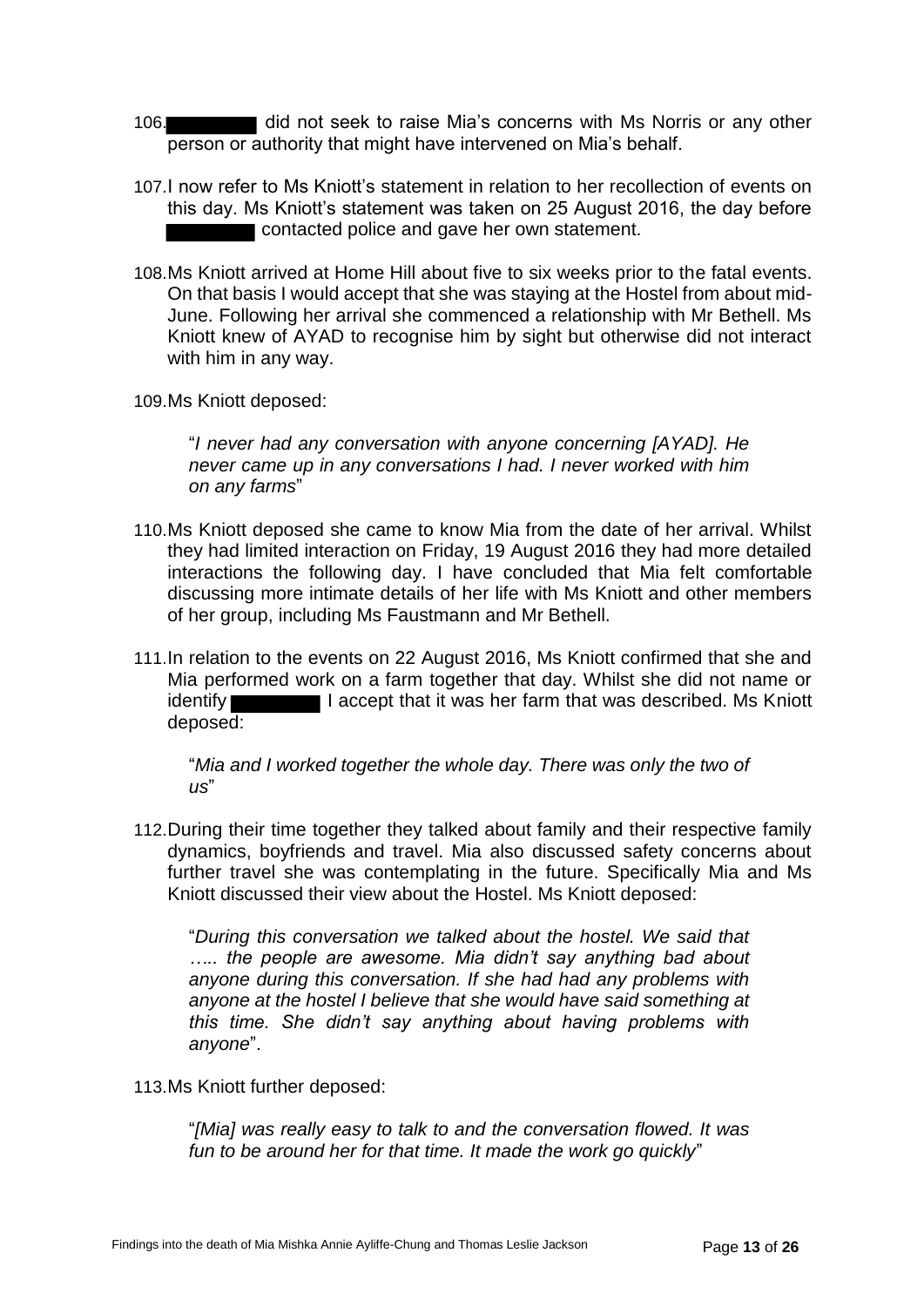106.█████ did not seek to raise Mia's concerns with Ms Norris or any other person or authority that might have intervened on Mia's behalf.

107.I now refer to Ms Kniott's statement in relation to her recollection of events on this day. Ms Kniott's statement was taken on 25 August 2016, the day before █████ contacted police and gave her own statement.

108.Ms Kniott arrived at Home Hill about five to six weeks prior to the fatal events. On that basis I would accept that she was staying at the Hostel from about mid-June. Following her arrival she commenced a relationship with Mr Bethell. Ms Kniott knew of AYAD to recognise him by sight but otherwise did not interact with him in any way.

109.Ms Kniott deposed:

> "*I never had any conversation with anyone concerning [AYAD]. He never came up in any conversations I had. I never worked with him on any farms*"

110.Ms Kniott deposed she came to know Mia from the date of her arrival. Whilst they had limited interaction on Friday, 19 August 2016 they had more detailed interactions the following day. I have concluded that Mia felt comfortable discussing more intimate details of her life with Ms Kniott and other members of her group, including Ms Faustmann and Mr Bethell.

111.In relation to the events on 22 August 2016, Ms Kniott confirmed that she and Mia performed work on a farm together that day. Whilst she did not name or identify █████ I accept that it was her farm that was described. Ms Kniott deposed:

> "*Mia and I worked together the whole day. There was only the two of us*"

112.During their time together they talked about family and their respective family dynamics, boyfriends and travel. Mia also discussed safety concerns about further travel she was contemplating in the future. Specifically Mia and Ms Kniott discussed their view about the Hostel. Ms Kniott deposed:

> "*During this conversation we talked about the hostel. We said that ….. the people are awesome. Mia didn't say anything bad about anyone during this conversation. If she had had any problems with anyone at the hostel I believe that she would have said something at this time. She didn't say anything about having problems with anyone*".

113.Ms Kniott further deposed:

> "*[Mia] was really easy to talk to and the conversation flowed. It was fun to be around her for that time. It made the work go quickly*"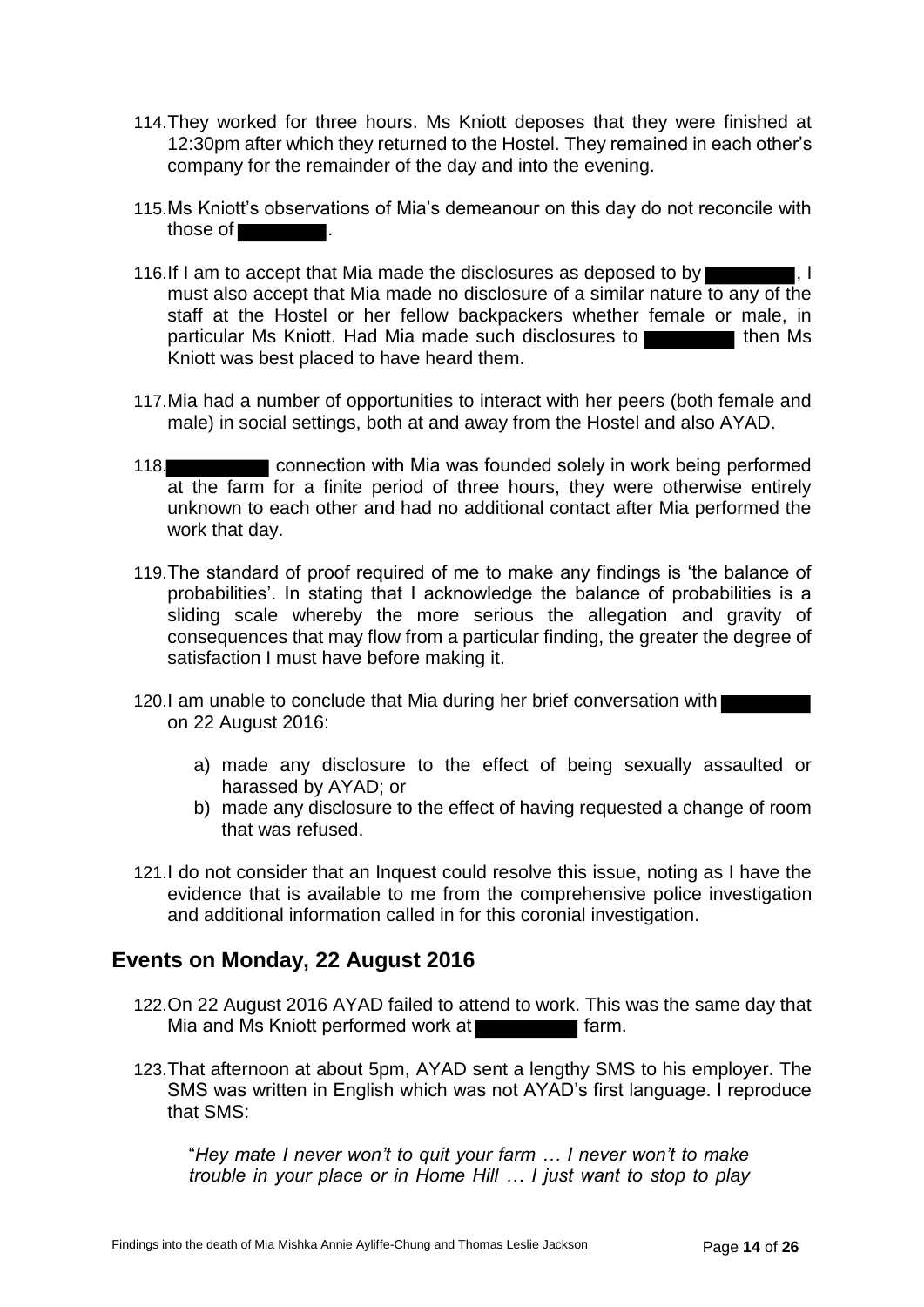114. They worked for three hours. Ms Kniott deposes that they were finished at 12:30pm after which they returned to the Hostel. They remained in each other's company for the remainder of the day and into the evening.

115. Ms Kniott's observations of Mia's demeanour on this day do not reconcile with those of ████████.

116. If I am to accept that Mia made the disclosures as deposed to by ████████, I must also accept that Mia made no disclosure of a similar nature to any of the staff at the Hostel or her fellow backpackers whether female or male, in particular Ms Kniott. Had Mia made such disclosures to ████████ then Ms Kniott was best placed to have heard them.

117. Mia had a number of opportunities to interact with her peers (both female and male) in social settings, both at and away from the Hostel and also AYAD.

118. ████████ connection with Mia was founded solely in work being performed at the farm for a finite period of three hours, they were otherwise entirely unknown to each other and had no additional contact after Mia performed the work that day.

119. The standard of proof required of me to make any findings is 'the balance of probabilities'. In stating that I acknowledge the balance of probabilities is a sliding scale whereby the more serious the allegation and gravity of consequences that may flow from a particular finding, the greater the degree of satisfaction I must have before making it.

120. I am unable to conclude that Mia during her brief conversation with ████████ on 22 August 2016:

   a) made any disclosure to the effect of being sexually assaulted or harassed by AYAD; or
   b) made any disclosure to the effect of having requested a change of room that was refused.

121. I do not consider that an Inquest could resolve this issue, noting as I have the evidence that is available to me from the comprehensive police investigation and additional information called in for this coronial investigation.

## Events on Monday, 22 August 2016

122. On 22 August 2016 AYAD failed to attend to work. This was the same day that Mia and Ms Kniott performed work at ████████ farm.

123. That afternoon at about 5pm, AYAD sent a lengthy SMS to his employer. The SMS was written in English which was not AYAD's first language. I reproduce that SMS:

> "*Hey mate I never won't to quit your farm … I never won't to make trouble in your place or in Home Hill … I just want to stop to play*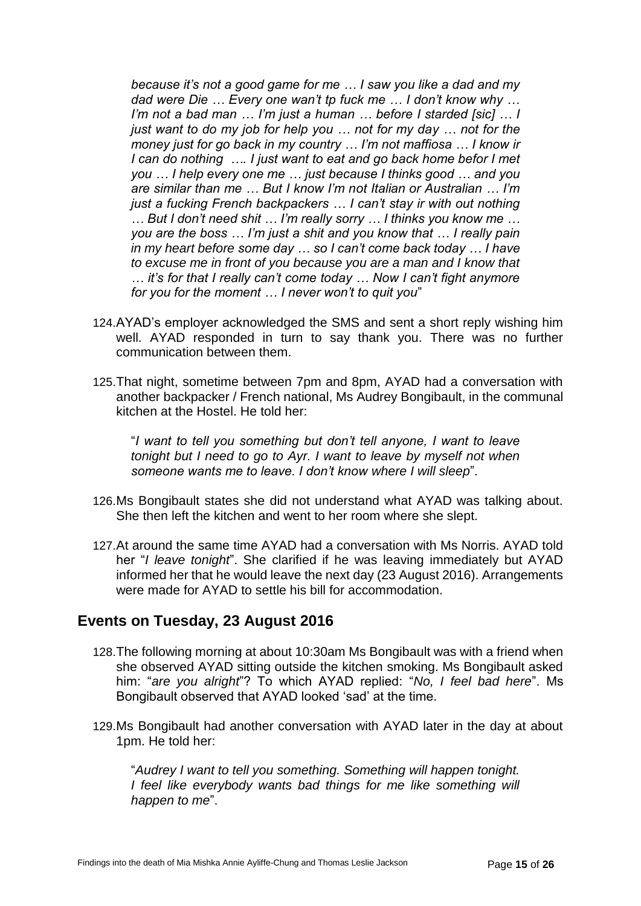*because it's not a good game for me … I saw you like a dad and my dad were Die … Every one wan't tp fuck me … I don't know why … I'm not a bad man … I'm just a human … before I starded [sic] … I just want to do my job for help you … not for my day … not for the money just for go back in my country … I'm not maffiosa … I know ir I can do nothing …. I just want to eat and go back home befor I met you … I help every one me … just because I thinks good … and you are similar than me … But I know I'm not Italian or Australian … I'm just a fucking French backpackers … I can't stay ir with out nothing … But I don't need shit … I'm really sorry … I thinks you know me … you are the boss … I'm just a shit and you know that … I really pain in my heart before some day … so I can't come back today … I have to excuse me in front of you because you are a man and I know that … it's for that I really can't come today … Now I can't fight anymore for you for the moment … I never won't to quit you*"

124. AYAD's employer acknowledged the SMS and sent a short reply wishing him well. AYAD responded in turn to say thank you. There was no further communication between them.

125. That night, sometime between 7pm and 8pm, AYAD had a conversation with another backpacker / French national, Ms Audrey Bongibault, in the communal kitchen at the Hostel. He told her:

   "*I want to tell you something but don't tell anyone, I want to leave tonight but I need to go to Ayr. I want to leave by myself not when someone wants me to leave. I don't know where I will sleep*".

126. Ms Bongibault states she did not understand what AYAD was talking about. She then left the kitchen and went to her room where she slept.

127. At around the same time AYAD had a conversation with Ms Norris. AYAD told her "*I leave tonight*". She clarified if he was leaving immediately but AYAD informed her that he would leave the next day (23 August 2016). Arrangements were made for AYAD to settle his bill for accommodation.

## Events on Tuesday, 23 August 2016

128. The following morning at about 10:30am Ms Bongibault was with a friend when she observed AYAD sitting outside the kitchen smoking. Ms Bongibault asked him: "*are you alright*"? To which AYAD replied: "*No, I feel bad here*". Ms Bongibault observed that AYAD looked 'sad' at the time.

129. Ms Bongibault had another conversation with AYAD later in the day at about 1pm. He told her:

   "*Audrey I want to tell you something. Something will happen tonight. I feel like everybody wants bad things for me like something will happen to me*".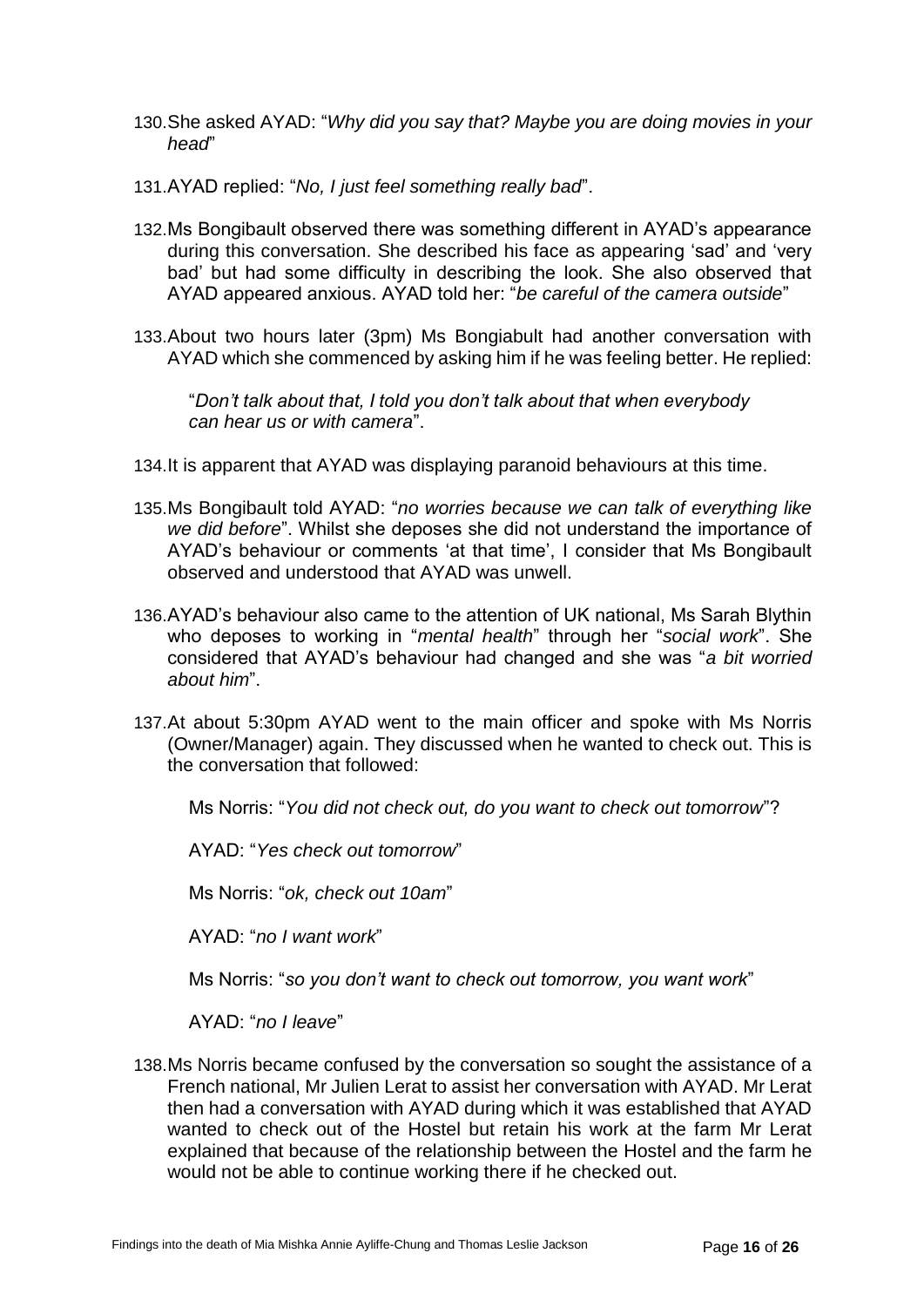130. She asked AYAD: "*Why did you say that? Maybe you are doing movies in your head*"

131. AYAD replied: "*No, I just feel something really bad*".

132. Ms Bongibault observed there was something different in AYAD's appearance during this conversation. She described his face as appearing 'sad' and 'very bad' but had some difficulty in describing the look. She also observed that AYAD appeared anxious. AYAD told her: "*be careful of the camera outside*"

133. About two hours later (3pm) Ms Bongiabult had another conversation with AYAD which she commenced by asking him if he was feeling better. He replied:

    "*Don't talk about that, I told you don't talk about that when everybody can hear us or with camera*".

134. It is apparent that AYAD was displaying paranoid behaviours at this time.

135. Ms Bongibault told AYAD: "*no worries because we can talk of everything like we did before*". Whilst she deposes she did not understand the importance of AYAD's behaviour or comments 'at that time', I consider that Ms Bongibault observed and understood that AYAD was unwell.

136. AYAD's behaviour also came to the attention of UK national, Ms Sarah Blythin who deposes to working in "*mental health*" through her "*social work*". She considered that AYAD's behaviour had changed and she was "*a bit worried about him*".

137. At about 5:30pm AYAD went to the main officer and spoke with Ms Norris (Owner/Manager) again. They discussed when he wanted to check out. This is the conversation that followed:

    Ms Norris: "*You did not check out, do you want to check out tomorrow*"?

    AYAD: "*Yes check out tomorrow*"

    Ms Norris: "*ok, check out 10am*"

    AYAD: "*no I want work*"

    Ms Norris: "*so you don't want to check out tomorrow, you want work*"

    AYAD: "*no I leave*"

138. Ms Norris became confused by the conversation so sought the assistance of a French national, Mr Julien Lerat to assist her conversation with AYAD. Mr Lerat then had a conversation with AYAD during which it was established that AYAD wanted to check out of the Hostel but retain his work at the farm Mr Lerat explained that because of the relationship between the Hostel and the farm he would not be able to continue working there if he checked out.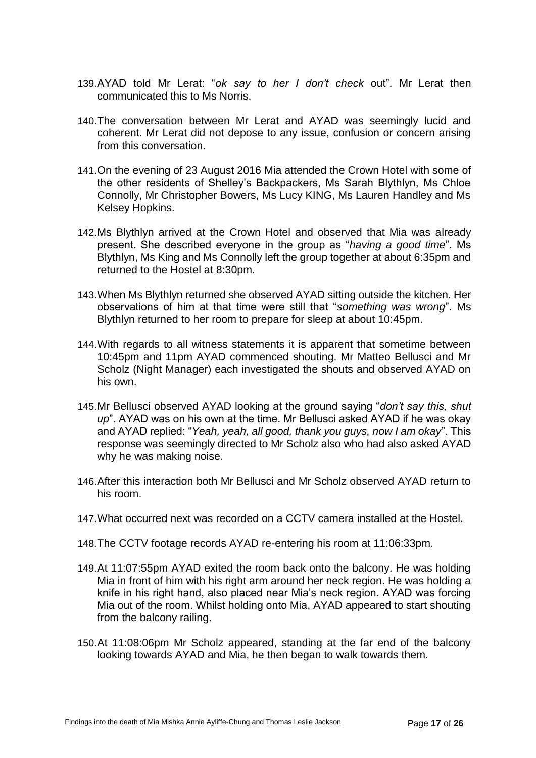139. AYAD told Mr Lerat: "*ok say to her I don't check* out". Mr Lerat then communicated this to Ms Norris.

140. The conversation between Mr Lerat and AYAD was seemingly lucid and coherent. Mr Lerat did not depose to any issue, confusion or concern arising from this conversation.

141. On the evening of 23 August 2016 Mia attended the Crown Hotel with some of the other residents of Shelley's Backpackers, Ms Sarah Blythlyn, Ms Chloe Connolly, Mr Christopher Bowers, Ms Lucy KING, Ms Lauren Handley and Ms Kelsey Hopkins.

142. Ms Blythlyn arrived at the Crown Hotel and observed that Mia was already present. She described everyone in the group as "*having a good time*". Ms Blythlyn, Ms King and Ms Connolly left the group together at about 6:35pm and returned to the Hostel at 8:30pm.

143. When Ms Blythlyn returned she observed AYAD sitting outside the kitchen. Her observations of him at that time were still that "*something was wrong*". Ms Blythlyn returned to her room to prepare for sleep at about 10:45pm.

144. With regards to all witness statements it is apparent that sometime between 10:45pm and 11pm AYAD commenced shouting. Mr Matteo Bellusci and Mr Scholz (Night Manager) each investigated the shouts and observed AYAD on his own.

145. Mr Bellusci observed AYAD looking at the ground saying "*don't say this, shut up*". AYAD was on his own at the time. Mr Bellusci asked AYAD if he was okay and AYAD replied: "*Yeah, yeah, all good, thank you guys, now I am okay*". This response was seemingly directed to Mr Scholz also who had also asked AYAD why he was making noise.

146. After this interaction both Mr Bellusci and Mr Scholz observed AYAD return to his room.

147. What occurred next was recorded on a CCTV camera installed at the Hostel.

148. The CCTV footage records AYAD re-entering his room at 11:06:33pm.

149. At 11:07:55pm AYAD exited the room back onto the balcony. He was holding Mia in front of him with his right arm around her neck region. He was holding a knife in his right hand, also placed near Mia's neck region. AYAD was forcing Mia out of the room. Whilst holding onto Mia, AYAD appeared to start shouting from the balcony railing.

150. At 11:08:06pm Mr Scholz appeared, standing at the far end of the balcony looking towards AYAD and Mia, he then began to walk towards them.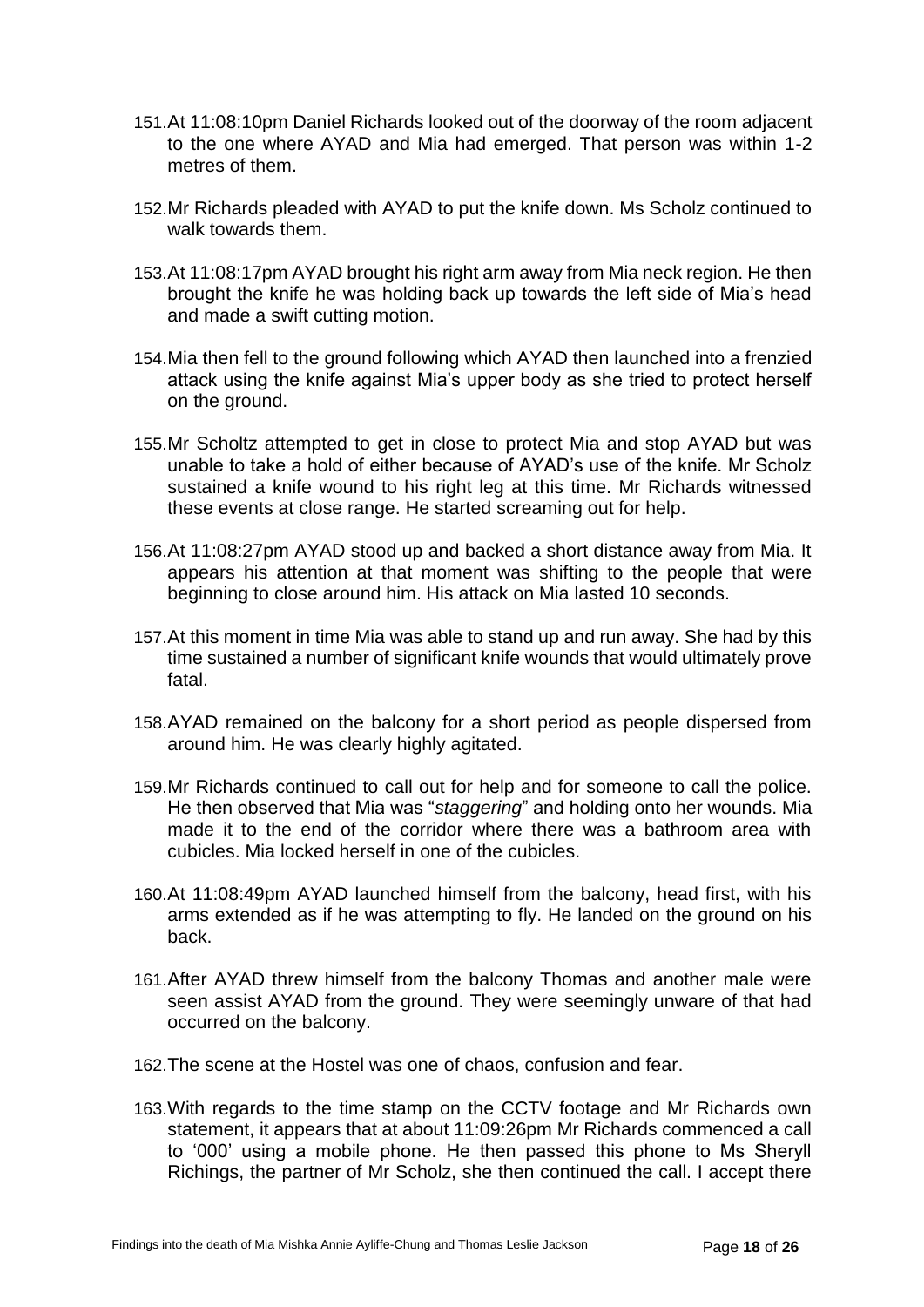151. At 11:08:10pm Daniel Richards looked out of the doorway of the room adjacent to the one where AYAD and Mia had emerged. That person was within 1-2 metres of them.

152. Mr Richards pleaded with AYAD to put the knife down. Ms Scholz continued to walk towards them.

153. At 11:08:17pm AYAD brought his right arm away from Mia neck region. He then brought the knife he was holding back up towards the left side of Mia's head and made a swift cutting motion.

154. Mia then fell to the ground following which AYAD then launched into a frenzied attack using the knife against Mia's upper body as she tried to protect herself on the ground.

155. Mr Scholtz attempted to get in close to protect Mia and stop AYAD but was unable to take a hold of either because of AYAD's use of the knife. Mr Scholz sustained a knife wound to his right leg at this time. Mr Richards witnessed these events at close range. He started screaming out for help.

156. At 11:08:27pm AYAD stood up and backed a short distance away from Mia. It appears his attention at that moment was shifting to the people that were beginning to close around him. His attack on Mia lasted 10 seconds.

157. At this moment in time Mia was able to stand up and run away. She had by this time sustained a number of significant knife wounds that would ultimately prove fatal.

158. AYAD remained on the balcony for a short period as people dispersed from around him. He was clearly highly agitated.

159. Mr Richards continued to call out for help and for someone to call the police. He then observed that Mia was "*staggering*" and holding onto her wounds. Mia made it to the end of the corridor where there was a bathroom area with cubicles. Mia locked herself in one of the cubicles.

160. At 11:08:49pm AYAD launched himself from the balcony, head first, with his arms extended as if he was attempting to fly. He landed on the ground on his back.

161. After AYAD threw himself from the balcony Thomas and another male were seen assist AYAD from the ground. They were seemingly unware of that had occurred on the balcony.

162. The scene at the Hostel was one of chaos, confusion and fear.

163. With regards to the time stamp on the CCTV footage and Mr Richards own statement, it appears that at about 11:09:26pm Mr Richards commenced a call to '000' using a mobile phone. He then passed this phone to Ms Sheryll Richings, the partner of Mr Scholz, she then continued the call. I accept there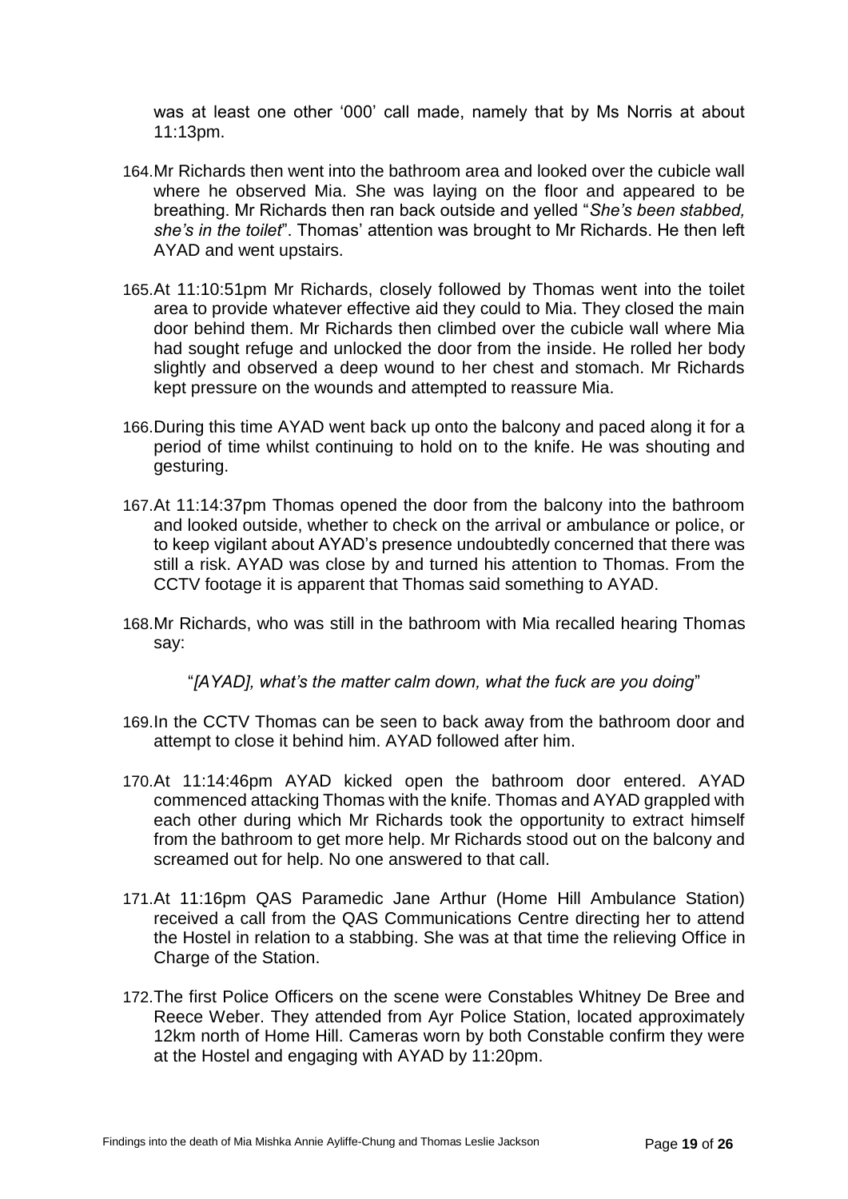was at least one other '000' call made, namely that by Ms Norris at about 11:13pm.

164. Mr Richards then went into the bathroom area and looked over the cubicle wall where he observed Mia. She was laying on the floor and appeared to be breathing. Mr Richards then ran back outside and yelled "*She's been stabbed, she's in the toilet*". Thomas' attention was brought to Mr Richards. He then left AYAD and went upstairs.

165. At 11:10:51pm Mr Richards, closely followed by Thomas went into the toilet area to provide whatever effective aid they could to Mia. They closed the main door behind them. Mr Richards then climbed over the cubicle wall where Mia had sought refuge and unlocked the door from the inside. He rolled her body slightly and observed a deep wound to her chest and stomach. Mr Richards kept pressure on the wounds and attempted to reassure Mia.

166. During this time AYAD went back up onto the balcony and paced along it for a period of time whilst continuing to hold on to the knife. He was shouting and gesturing.

167. At 11:14:37pm Thomas opened the door from the balcony into the bathroom and looked outside, whether to check on the arrival or ambulance or police, or to keep vigilant about AYAD's presence undoubtedly concerned that there was still a risk. AYAD was close by and turned his attention to Thomas. From the CCTV footage it is apparent that Thomas said something to AYAD.

168. Mr Richards, who was still in the bathroom with Mia recalled hearing Thomas say:

   "*[AYAD], what's the matter calm down, what the fuck are you doing*"

169. In the CCTV Thomas can be seen to back away from the bathroom door and attempt to close it behind him. AYAD followed after him.

170. At 11:14:46pm AYAD kicked open the bathroom door entered. AYAD commenced attacking Thomas with the knife. Thomas and AYAD grappled with each other during which Mr Richards took the opportunity to extract himself from the bathroom to get more help. Mr Richards stood out on the balcony and screamed out for help. No one answered to that call.

171. At 11:16pm QAS Paramedic Jane Arthur (Home Hill Ambulance Station) received a call from the QAS Communications Centre directing her to attend the Hostel in relation to a stabbing. She was at that time the relieving Office in Charge of the Station.

172. The first Police Officers on the scene were Constables Whitney De Bree and Reece Weber. They attended from Ayr Police Station, located approximately 12km north of Home Hill. Cameras worn by both Constable confirm they were at the Hostel and engaging with AYAD by 11:20pm.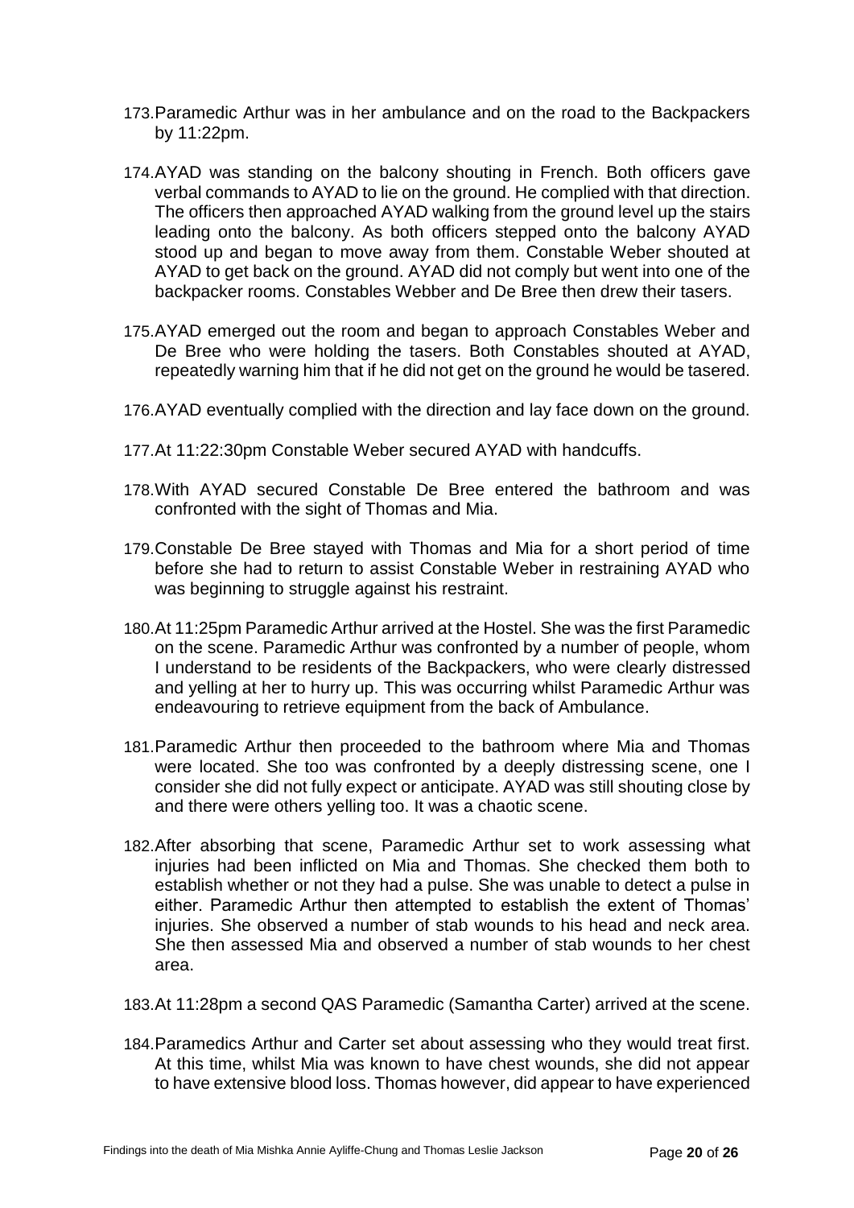173. Paramedic Arthur was in her ambulance and on the road to the Backpackers by 11:22pm.

174. AYAD was standing on the balcony shouting in French. Both officers gave verbal commands to AYAD to lie on the ground. He complied with that direction. The officers then approached AYAD walking from the ground level up the stairs leading onto the balcony. As both officers stepped onto the balcony AYAD stood up and began to move away from them. Constable Weber shouted at AYAD to get back on the ground. AYAD did not comply but went into one of the backpacker rooms. Constables Webber and De Bree then drew their tasers.

175. AYAD emerged out the room and began to approach Constables Weber and De Bree who were holding the tasers. Both Constables shouted at AYAD, repeatedly warning him that if he did not get on the ground he would be tasered.

176. AYAD eventually complied with the direction and lay face down on the ground.

177. At 11:22:30pm Constable Weber secured AYAD with handcuffs.

178. With AYAD secured Constable De Bree entered the bathroom and was confronted with the sight of Thomas and Mia.

179. Constable De Bree stayed with Thomas and Mia for a short period of time before she had to return to assist Constable Weber in restraining AYAD who was beginning to struggle against his restraint.

180. At 11:25pm Paramedic Arthur arrived at the Hostel. She was the first Paramedic on the scene. Paramedic Arthur was confronted by a number of people, whom I understand to be residents of the Backpackers, who were clearly distressed and yelling at her to hurry up. This was occurring whilst Paramedic Arthur was endeavouring to retrieve equipment from the back of Ambulance.

181. Paramedic Arthur then proceeded to the bathroom where Mia and Thomas were located. She too was confronted by a deeply distressing scene, one I consider she did not fully expect or anticipate. AYAD was still shouting close by and there were others yelling too. It was a chaotic scene.

182. After absorbing that scene, Paramedic Arthur set to work assessing what injuries had been inflicted on Mia and Thomas. She checked them both to establish whether or not they had a pulse. She was unable to detect a pulse in either. Paramedic Arthur then attempted to establish the extent of Thomas' injuries. She observed a number of stab wounds to his head and neck area. She then assessed Mia and observed a number of stab wounds to her chest area.

183. At 11:28pm a second QAS Paramedic (Samantha Carter) arrived at the scene.

184. Paramedics Arthur and Carter set about assessing who they would treat first. At this time, whilst Mia was known to have chest wounds, she did not appear to have extensive blood loss. Thomas however, did appear to have experienced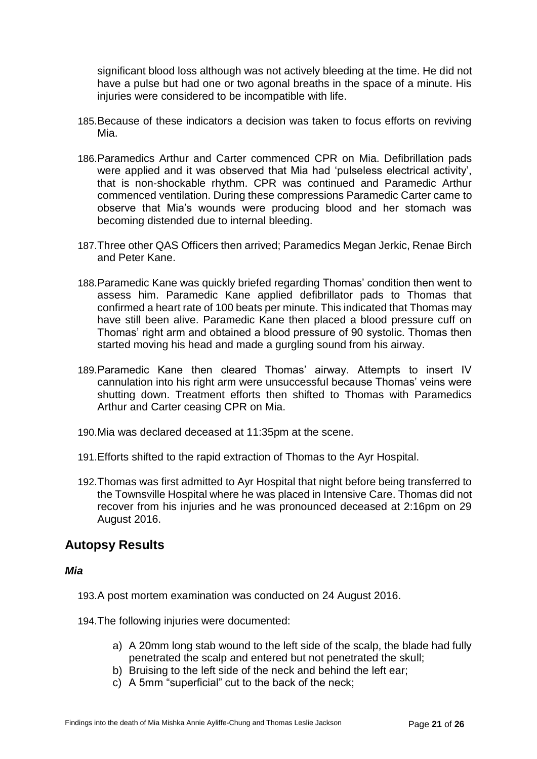significant blood loss although was not actively bleeding at the time. He did not have a pulse but had one or two agonal breaths in the space of a minute. His injuries were considered to be incompatible with life.

185. Because of these indicators a decision was taken to focus efforts on reviving Mia.

186. Paramedics Arthur and Carter commenced CPR on Mia. Defibrillation pads were applied and it was observed that Mia had 'pulseless electrical activity', that is non-shockable rhythm. CPR was continued and Paramedic Arthur commenced ventilation. During these compressions Paramedic Carter came to observe that Mia's wounds were producing blood and her stomach was becoming distended due to internal bleeding.

187. Three other QAS Officers then arrived; Paramedics Megan Jerkic, Renae Birch and Peter Kane.

188. Paramedic Kane was quickly briefed regarding Thomas' condition then went to assess him. Paramedic Kane applied defibrillator pads to Thomas that confirmed a heart rate of 100 beats per minute. This indicated that Thomas may have still been alive. Paramedic Kane then placed a blood pressure cuff on Thomas' right arm and obtained a blood pressure of 90 systolic. Thomas then started moving his head and made a gurgling sound from his airway.

189. Paramedic Kane then cleared Thomas' airway. Attempts to insert IV cannulation into his right arm were unsuccessful because Thomas' veins were shutting down. Treatment efforts then shifted to Thomas with Paramedics Arthur and Carter ceasing CPR on Mia.

190. Mia was declared deceased at 11:35pm at the scene.

191. Efforts shifted to the rapid extraction of Thomas to the Ayr Hospital.

192. Thomas was first admitted to Ayr Hospital that night before being transferred to the Townsville Hospital where he was placed in Intensive Care. Thomas did not recover from his injuries and he was pronounced deceased at 2:16pm on 29 August 2016.

## Autopsy Results

### *Mia*

193. A post mortem examination was conducted on 24 August 2016.

194. The following injuries were documented:

a) A 20mm long stab wound to the left side of the scalp, the blade had fully penetrated the scalp and entered but not penetrated the skull;
b) Bruising to the left side of the neck and behind the left ear;
c) A 5mm "superficial" cut to the back of the neck;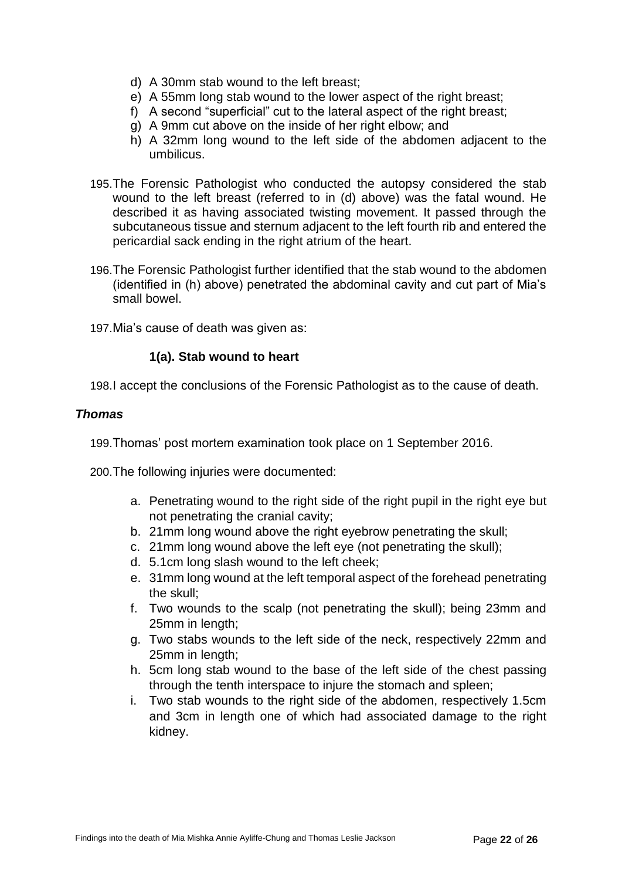d) A 30mm stab wound to the left breast;
e) A 55mm long stab wound to the lower aspect of the right breast;
f) A second "superficial" cut to the lateral aspect of the right breast;
g) A 9mm cut above on the inside of her right elbow; and
h) A 32mm long wound to the left side of the abdomen adjacent to the umbilicus.

195. The Forensic Pathologist who conducted the autopsy considered the stab wound to the left breast (referred to in (d) above) was the fatal wound. He described it as having associated twisting movement. It passed through the subcutaneous tissue and sternum adjacent to the left fourth rib and entered the pericardial sack ending in the right atrium of the heart.

196. The Forensic Pathologist further identified that the stab wound to the abdomen (identified in (h) above) penetrated the abdominal cavity and cut part of Mia's small bowel.

197. Mia's cause of death was given as:

**1(a). Stab wound to heart**

198. I accept the conclusions of the Forensic Pathologist as to the cause of death.

***Thomas***

199. Thomas' post mortem examination took place on 1 September 2016.

200. The following injuries were documented:

a. Penetrating wound to the right side of the right pupil in the right eye but not penetrating the cranial cavity;
b. 21mm long wound above the right eyebrow penetrating the skull;
c. 21mm long wound above the left eye (not penetrating the skull);
d. 5.1cm long slash wound to the left cheek;
e. 31mm long wound at the left temporal aspect of the forehead penetrating the skull;
f. Two wounds to the scalp (not penetrating the skull); being 23mm and 25mm in length;
g. Two stabs wounds to the left side of the neck, respectively 22mm and 25mm in length;
h. 5cm long stab wound to the base of the left side of the chest passing through the tenth interspace to injure the stomach and spleen;
i. Two stab wounds to the right side of the abdomen, respectively 1.5cm and 3cm in length one of which had associated damage to the right kidney.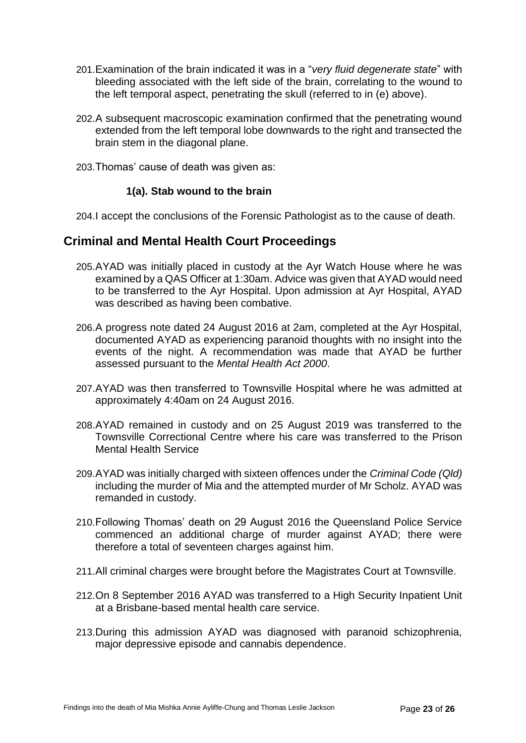201. Examination of the brain indicated it was in a "*very fluid degenerate state*" with bleeding associated with the left side of the brain, correlating to the wound to the left temporal aspect, penetrating the skull (referred to in (e) above).

202. A subsequent macroscopic examination confirmed that the penetrating wound extended from the left temporal lobe downwards to the right and transected the brain stem in the diagonal plane.

203. Thomas' cause of death was given as:

    **1(a). Stab wound to the brain**

204. I accept the conclusions of the Forensic Pathologist as to the cause of death.

## Criminal and Mental Health Court Proceedings

205. AYAD was initially placed in custody at the Ayr Watch House where he was examined by a QAS Officer at 1:30am. Advice was given that AYAD would need to be transferred to the Ayr Hospital. Upon admission at Ayr Hospital, AYAD was described as having been combative.

206. A progress note dated 24 August 2016 at 2am, completed at the Ayr Hospital, documented AYAD as experiencing paranoid thoughts with no insight into the events of the night. A recommendation was made that AYAD be further assessed pursuant to the *Mental Health Act 2000*.

207. AYAD was then transferred to Townsville Hospital where he was admitted at approximately 4:40am on 24 August 2016.

208. AYAD remained in custody and on 25 August 2019 was transferred to the Townsville Correctional Centre where his care was transferred to the Prison Mental Health Service

209. AYAD was initially charged with sixteen offences under the *Criminal Code (Qld)* including the murder of Mia and the attempted murder of Mr Scholz. AYAD was remanded in custody.

210. Following Thomas' death on 29 August 2016 the Queensland Police Service commenced an additional charge of murder against AYAD; there were therefore a total of seventeen charges against him.

211. All criminal charges were brought before the Magistrates Court at Townsville.

212. On 8 September 2016 AYAD was transferred to a High Security Inpatient Unit at a Brisbane-based mental health care service.

213. During this admission AYAD was diagnosed with paranoid schizophrenia, major depressive episode and cannabis dependence.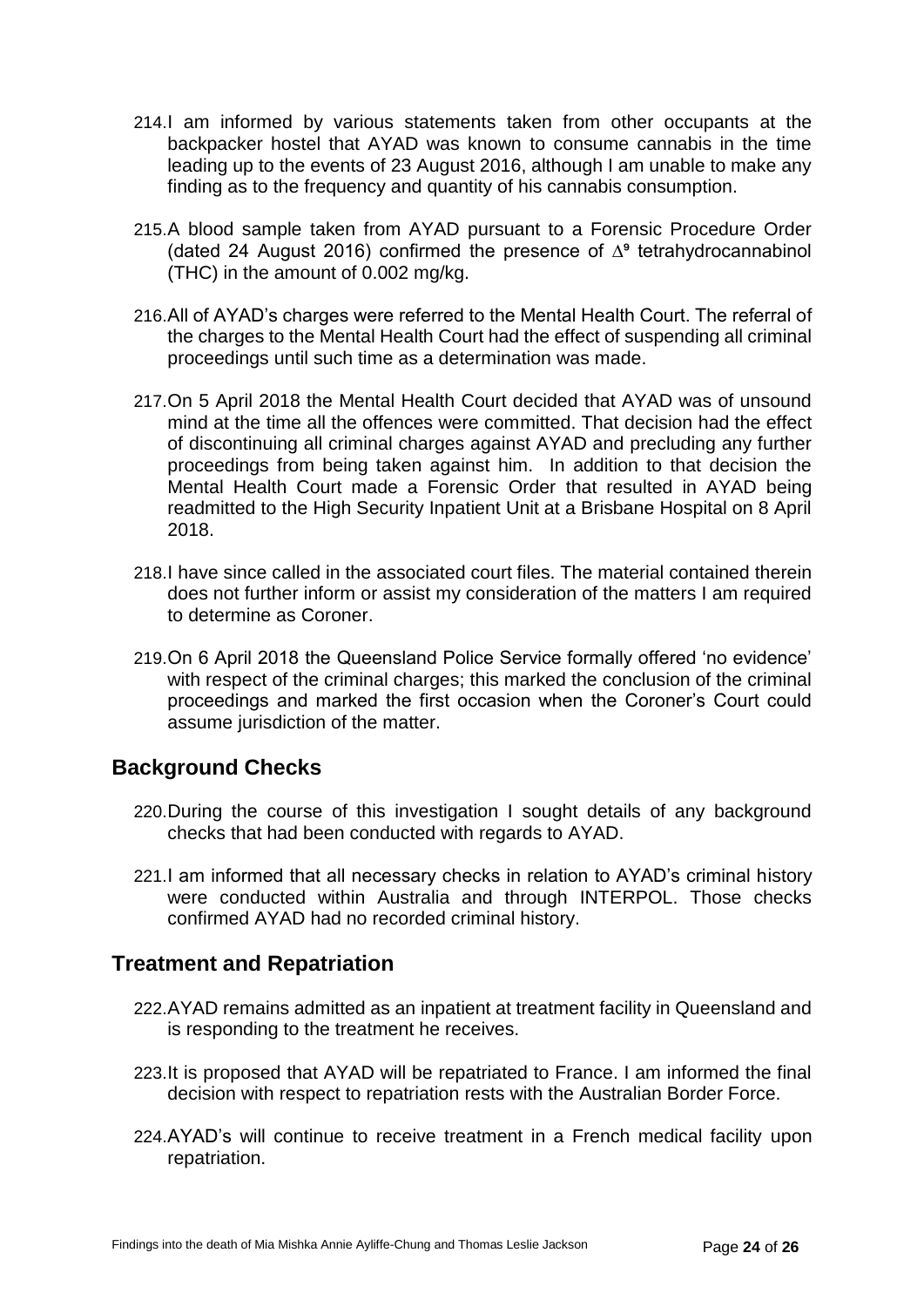214. I am informed by various statements taken from other occupants at the backpacker hostel that AYAD was known to consume cannabis in the time leading up to the events of 23 August 2016, although I am unable to make any finding as to the frequency and quantity of his cannabis consumption.

215. A blood sample taken from AYAD pursuant to a Forensic Procedure Order (dated 24 August 2016) confirmed the presence of $\Delta^9$ tetrahydrocannabinol (THC) in the amount of 0.002 mg/kg.

216. All of AYAD's charges were referred to the Mental Health Court. The referral of the charges to the Mental Health Court had the effect of suspending all criminal proceedings until such time as a determination was made.

217. On 5 April 2018 the Mental Health Court decided that AYAD was of unsound mind at the time all the offences were committed. That decision had the effect of discontinuing all criminal charges against AYAD and precluding any further proceedings from being taken against him. In addition to that decision the Mental Health Court made a Forensic Order that resulted in AYAD being readmitted to the High Security Inpatient Unit at a Brisbane Hospital on 8 April 2018.

218. I have since called in the associated court files. The material contained therein does not further inform or assist my consideration of the matters I am required to determine as Coroner.

219. On 6 April 2018 the Queensland Police Service formally offered 'no evidence' with respect of the criminal charges; this marked the conclusion of the criminal proceedings and marked the first occasion when the Coroner's Court could assume jurisdiction of the matter.

## Background Checks

220. During the course of this investigation I sought details of any background checks that had been conducted with regards to AYAD.

221. I am informed that all necessary checks in relation to AYAD's criminal history were conducted within Australia and through INTERPOL. Those checks confirmed AYAD had no recorded criminal history.

## Treatment and Repatriation

222. AYAD remains admitted as an inpatient at treatment facility in Queensland and is responding to the treatment he receives.

223. It is proposed that AYAD will be repatriated to France. I am informed the final decision with respect to repatriation rests with the Australian Border Force.

224. AYAD's will continue to receive treatment in a French medical facility upon repatriation.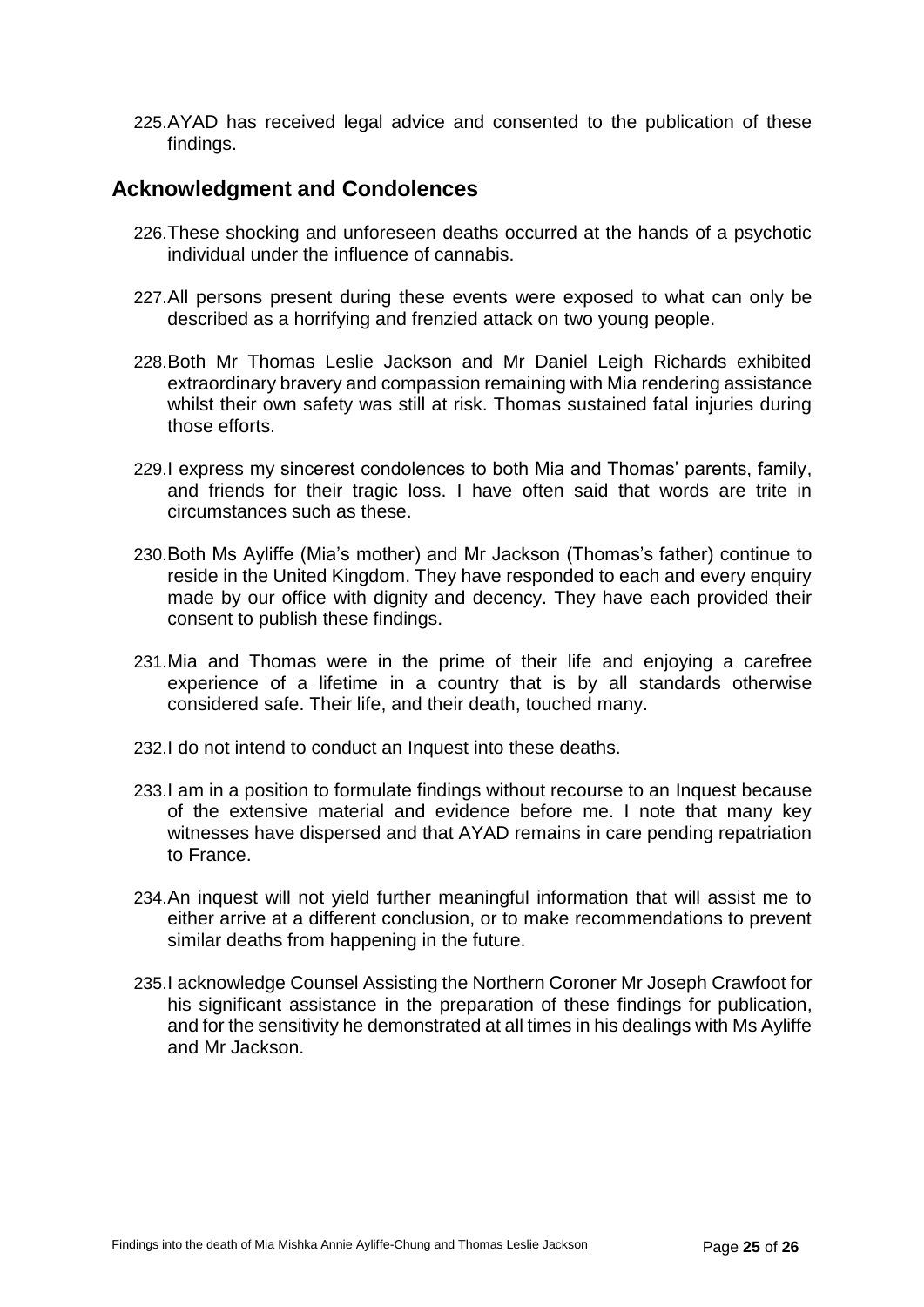225. AYAD has received legal advice and consented to the publication of these findings.

## Acknowledgment and Condolences

226. These shocking and unforeseen deaths occurred at the hands of a psychotic individual under the influence of cannabis.

227. All persons present during these events were exposed to what can only be described as a horrifying and frenzied attack on two young people.

228. Both Mr Thomas Leslie Jackson and Mr Daniel Leigh Richards exhibited extraordinary bravery and compassion remaining with Mia rendering assistance whilst their own safety was still at risk. Thomas sustained fatal injuries during those efforts.

229. I express my sincerest condolences to both Mia and Thomas' parents, family, and friends for their tragic loss. I have often said that words are trite in circumstances such as these.

230. Both Ms Ayliffe (Mia's mother) and Mr Jackson (Thomas's father) continue to reside in the United Kingdom. They have responded to each and every enquiry made by our office with dignity and decency. They have each provided their consent to publish these findings.

231. Mia and Thomas were in the prime of their life and enjoying a carefree experience of a lifetime in a country that is by all standards otherwise considered safe. Their life, and their death, touched many.

232. I do not intend to conduct an Inquest into these deaths.

233. I am in a position to formulate findings without recourse to an Inquest because of the extensive material and evidence before me. I note that many key witnesses have dispersed and that AYAD remains in care pending repatriation to France.

234. An inquest will not yield further meaningful information that will assist me to either arrive at a different conclusion, or to make recommendations to prevent similar deaths from happening in the future.

235. I acknowledge Counsel Assisting the Northern Coroner Mr Joseph Crawfoot for his significant assistance in the preparation of these findings for publication, and for the sensitivity he demonstrated at all times in his dealings with Ms Ayliffe and Mr Jackson.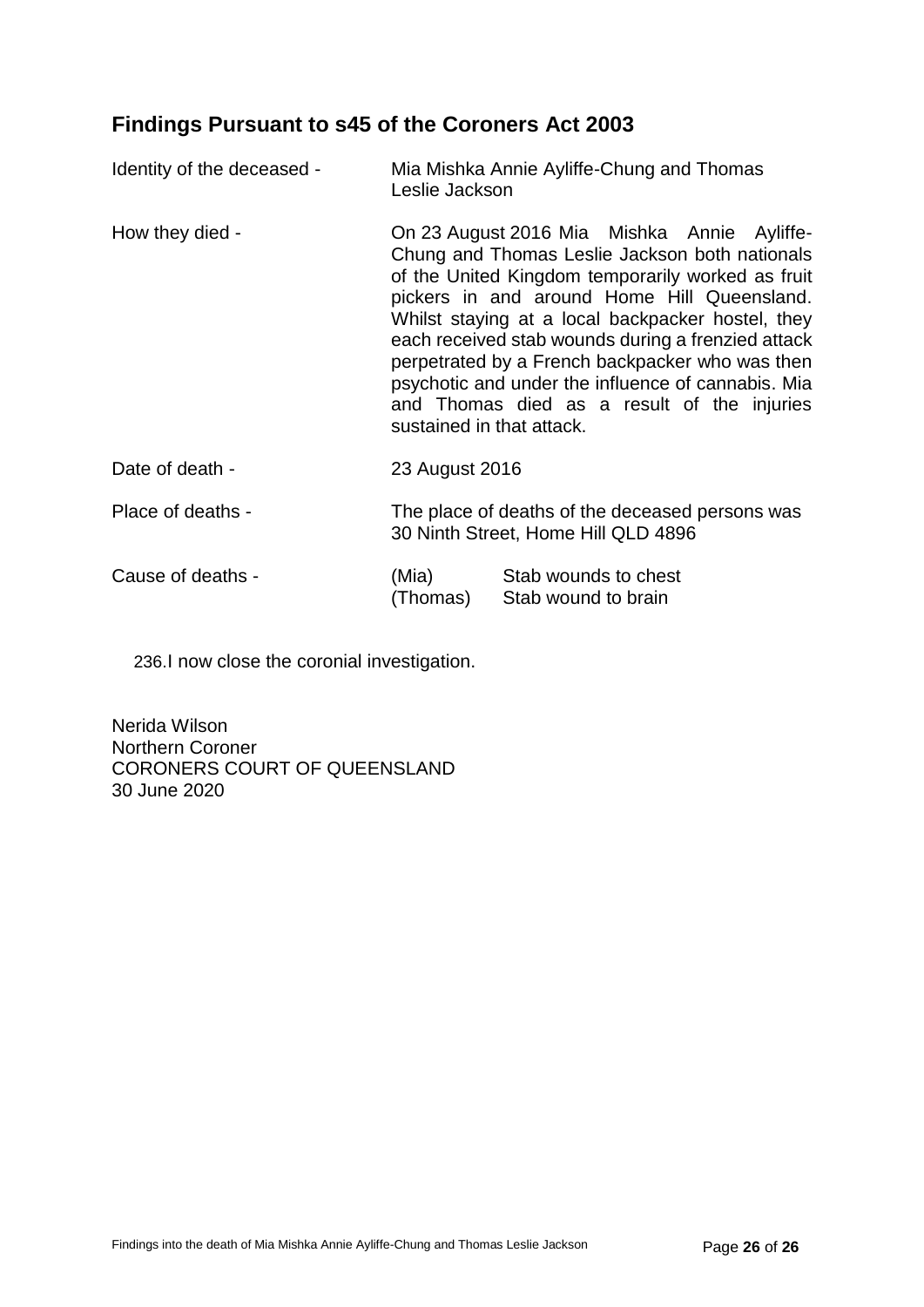## Findings Pursuant to s45 of the Coroners Act 2003

| | |
|---|---|
| Identity of the deceased - | Mia Mishka Annie Ayliffe-Chung and Thomas Leslie Jackson |
| How they died - | On 23 August 2016 Mia Mishka Annie Ayliffe-Chung and Thomas Leslie Jackson both nationals of the United Kingdom temporarily worked as fruit pickers in and around Home Hill Queensland. Whilst staying at a local backpacker hostel, they each received stab wounds during a frenzied attack perpetrated by a French backpacker who was then psychotic and under the influence of cannabis. Mia and Thomas died as a result of the injuries sustained in that attack. |
| Date of death - | 23 August 2016 |
| Place of deaths - | The place of deaths of the deceased persons was 30 Ninth Street, Home Hill QLD 4896 |
| Cause of deaths - | (Mia) Stab wounds to chest<br>(Thomas) Stab wound to brain |

236. I now close the coronial investigation.

Nerida Wilson
Northern Coroner
CORONERS COURT OF QUEENSLAND
30 June 2020